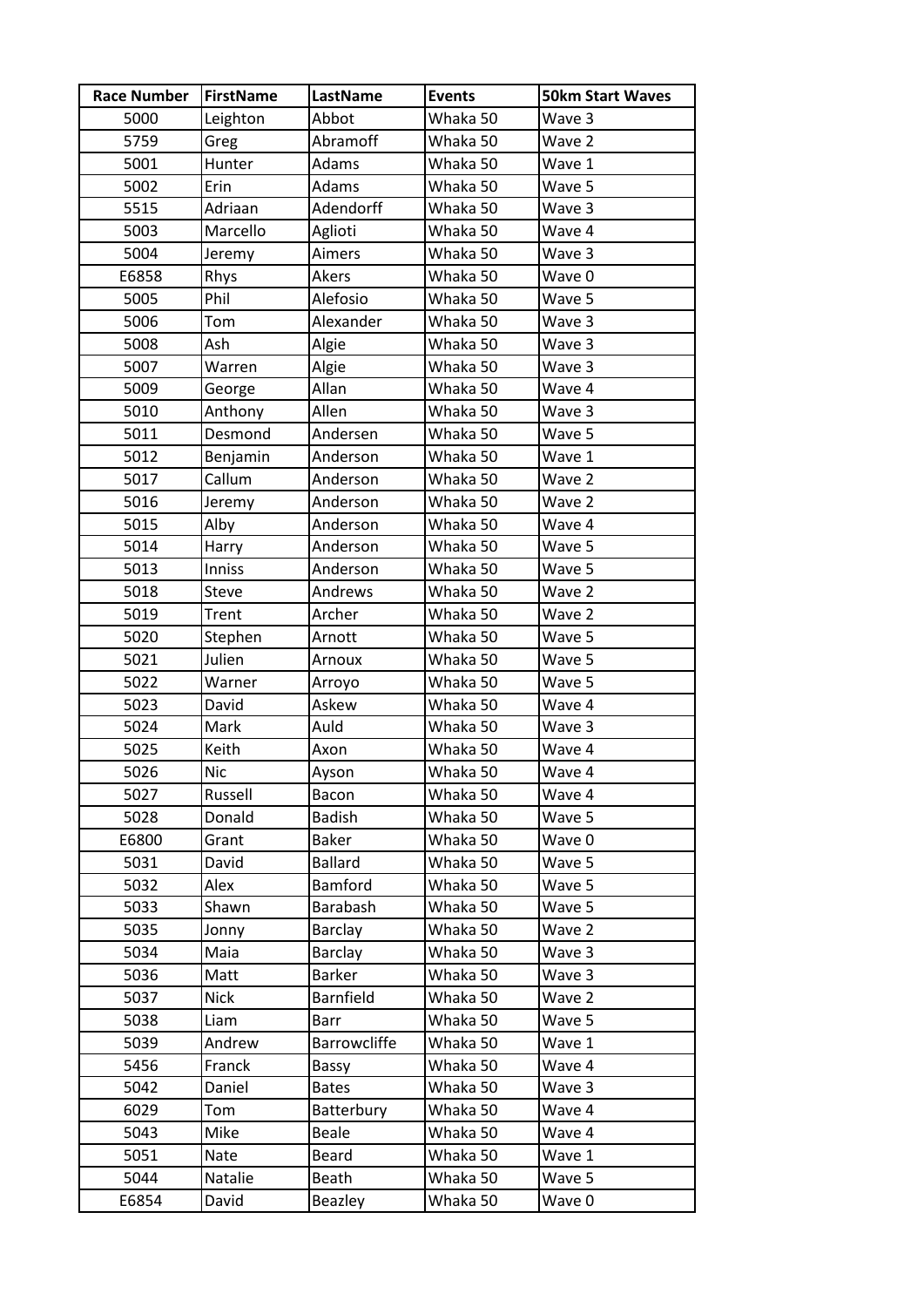| Race Number | FirstName | LastName | Events | 50km Start Waves |
|---|---|---|---|---|
| 5000 | Leighton | Abbot | Whaka 50 | Wave 3 |
| 5759 | Greg | Abramoff | Whaka 50 | Wave 2 |
| 5001 | Hunter | Adams | Whaka 50 | Wave 1 |
| 5002 | Erin | Adams | Whaka 50 | Wave 5 |
| 5515 | Adriaan | Adendorff | Whaka 50 | Wave 3 |
| 5003 | Marcello | Aglioti | Whaka 50 | Wave 4 |
| 5004 | Jeremy | Aimers | Whaka 50 | Wave 3 |
| E6858 | Rhys | Akers | Whaka 50 | Wave 0 |
| 5005 | Phil | Alefosio | Whaka 50 | Wave 5 |
| 5006 | Tom | Alexander | Whaka 50 | Wave 3 |
| 5008 | Ash | Algie | Whaka 50 | Wave 3 |
| 5007 | Warren | Algie | Whaka 50 | Wave 3 |
| 5009 | George | Allan | Whaka 50 | Wave 4 |
| 5010 | Anthony | Allen | Whaka 50 | Wave 3 |
| 5011 | Desmond | Andersen | Whaka 50 | Wave 5 |
| 5012 | Benjamin | Anderson | Whaka 50 | Wave 1 |
| 5017 | Callum | Anderson | Whaka 50 | Wave 2 |
| 5016 | Jeremy | Anderson | Whaka 50 | Wave 2 |
| 5015 | Alby | Anderson | Whaka 50 | Wave 4 |
| 5014 | Harry | Anderson | Whaka 50 | Wave 5 |
| 5013 | Inniss | Anderson | Whaka 50 | Wave 5 |
| 5018 | Steve | Andrews | Whaka 50 | Wave 2 |
| 5019 | Trent | Archer | Whaka 50 | Wave 2 |
| 5020 | Stephen | Arnott | Whaka 50 | Wave 5 |
| 5021 | Julien | Arnoux | Whaka 50 | Wave 5 |
| 5022 | Warner | Arroyo | Whaka 50 | Wave 5 |
| 5023 | David | Askew | Whaka 50 | Wave 4 |
| 5024 | Mark | Auld | Whaka 50 | Wave 3 |
| 5025 | Keith | Axon | Whaka 50 | Wave 4 |
| 5026 | Nic | Ayson | Whaka 50 | Wave 4 |
| 5027 | Russell | Bacon | Whaka 50 | Wave 4 |
| 5028 | Donald | Badish | Whaka 50 | Wave 5 |
| E6800 | Grant | Baker | Whaka 50 | Wave 0 |
| 5031 | David | Ballard | Whaka 50 | Wave 5 |
| 5032 | Alex | Bamford | Whaka 50 | Wave 5 |
| 5033 | Shawn | Barabash | Whaka 50 | Wave 5 |
| 5035 | Jonny | Barclay | Whaka 50 | Wave 2 |
| 5034 | Maia | Barclay | Whaka 50 | Wave 3 |
| 5036 | Matt | Barker | Whaka 50 | Wave 3 |
| 5037 | Nick | Barnfield | Whaka 50 | Wave 2 |
| 5038 | Liam | Barr | Whaka 50 | Wave 5 |
| 5039 | Andrew | Barrowcliffe | Whaka 50 | Wave 1 |
| 5456 | Franck | Bassy | Whaka 50 | Wave 4 |
| 5042 | Daniel | Bates | Whaka 50 | Wave 3 |
| 6029 | Tom | Batterbury | Whaka 50 | Wave 4 |
| 5043 | Mike | Beale | Whaka 50 | Wave 4 |
| 5051 | Nate | Beard | Whaka 50 | Wave 1 |
| 5044 | Natalie | Beath | Whaka 50 | Wave 5 |
| E6854 | David | Beazley | Whaka 50 | Wave 0 |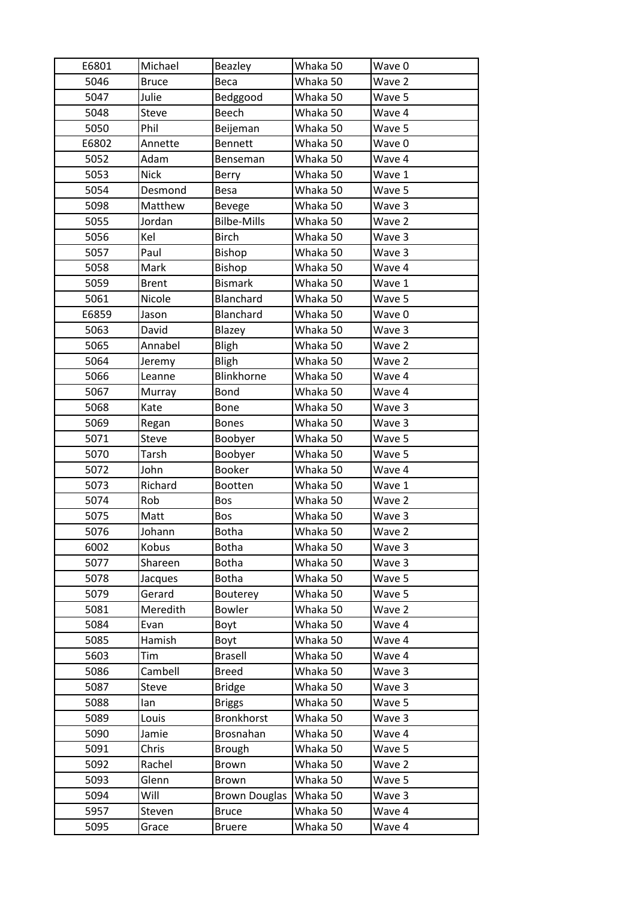| E6801 | Michael | Beazley | Whaka 50 | Wave 0 |
|---|---|---|---|---|
| 5046 | Bruce | Beca | Whaka 50 | Wave 2 |
| 5047 | Julie | Bedggood | Whaka 50 | Wave 5 |
| 5048 | Steve | Beech | Whaka 50 | Wave 4 |
| 5050 | Phil | Beijeman | Whaka 50 | Wave 5 |
| E6802 | Annette | Bennett | Whaka 50 | Wave 0 |
| 5052 | Adam | Benseman | Whaka 50 | Wave 4 |
| 5053 | Nick | Berry | Whaka 50 | Wave 1 |
| 5054 | Desmond | Besa | Whaka 50 | Wave 5 |
| 5098 | Matthew | Bevege | Whaka 50 | Wave 3 |
| 5055 | Jordan | Bilbe-Mills | Whaka 50 | Wave 2 |
| 5056 | Kel | Birch | Whaka 50 | Wave 3 |
| 5057 | Paul | Bishop | Whaka 50 | Wave 3 |
| 5058 | Mark | Bishop | Whaka 50 | Wave 4 |
| 5059 | Brent | Bismark | Whaka 50 | Wave 1 |
| 5061 | Nicole | Blanchard | Whaka 50 | Wave 5 |
| E6859 | Jason | Blanchard | Whaka 50 | Wave 0 |
| 5063 | David | Blazey | Whaka 50 | Wave 3 |
| 5065 | Annabel | Bligh | Whaka 50 | Wave 2 |
| 5064 | Jeremy | Bligh | Whaka 50 | Wave 2 |
| 5066 | Leanne | Blinkhorne | Whaka 50 | Wave 4 |
| 5067 | Murray | Bond | Whaka 50 | Wave 4 |
| 5068 | Kate | Bone | Whaka 50 | Wave 3 |
| 5069 | Regan | Bones | Whaka 50 | Wave 3 |
| 5071 | Steve | Boobyer | Whaka 50 | Wave 5 |
| 5070 | Tarsh | Boobyer | Whaka 50 | Wave 5 |
| 5072 | John | Booker | Whaka 50 | Wave 4 |
| 5073 | Richard | Bootten | Whaka 50 | Wave 1 |
| 5074 | Rob | Bos | Whaka 50 | Wave 2 |
| 5075 | Matt | Bos | Whaka 50 | Wave 3 |
| 5076 | Johann | Botha | Whaka 50 | Wave 2 |
| 6002 | Kobus | Botha | Whaka 50 | Wave 3 |
| 5077 | Shareen | Botha | Whaka 50 | Wave 3 |
| 5078 | Jacques | Botha | Whaka 50 | Wave 5 |
| 5079 | Gerard | Bouterey | Whaka 50 | Wave 5 |
| 5081 | Meredith | Bowler | Whaka 50 | Wave 2 |
| 5084 | Evan | Boyt | Whaka 50 | Wave 4 |
| 5085 | Hamish | Boyt | Whaka 50 | Wave 4 |
| 5603 | Tim | Brasell | Whaka 50 | Wave 4 |
| 5086 | Cambell | Breed | Whaka 50 | Wave 3 |
| 5087 | Steve | Bridge | Whaka 50 | Wave 3 |
| 5088 | Ian | Briggs | Whaka 50 | Wave 5 |
| 5089 | Louis | Bronkhorst | Whaka 50 | Wave 3 |
| 5090 | Jamie | Brosnahan | Whaka 50 | Wave 4 |
| 5091 | Chris | Brough | Whaka 50 | Wave 5 |
| 5092 | Rachel | Brown | Whaka 50 | Wave 2 |
| 5093 | Glenn | Brown | Whaka 50 | Wave 5 |
| 5094 | Will | Brown Douglas | Whaka 50 | Wave 3 |
| 5957 | Steven | Bruce | Whaka 50 | Wave 4 |
| 5095 | Grace | Bruere | Whaka 50 | Wave 4 |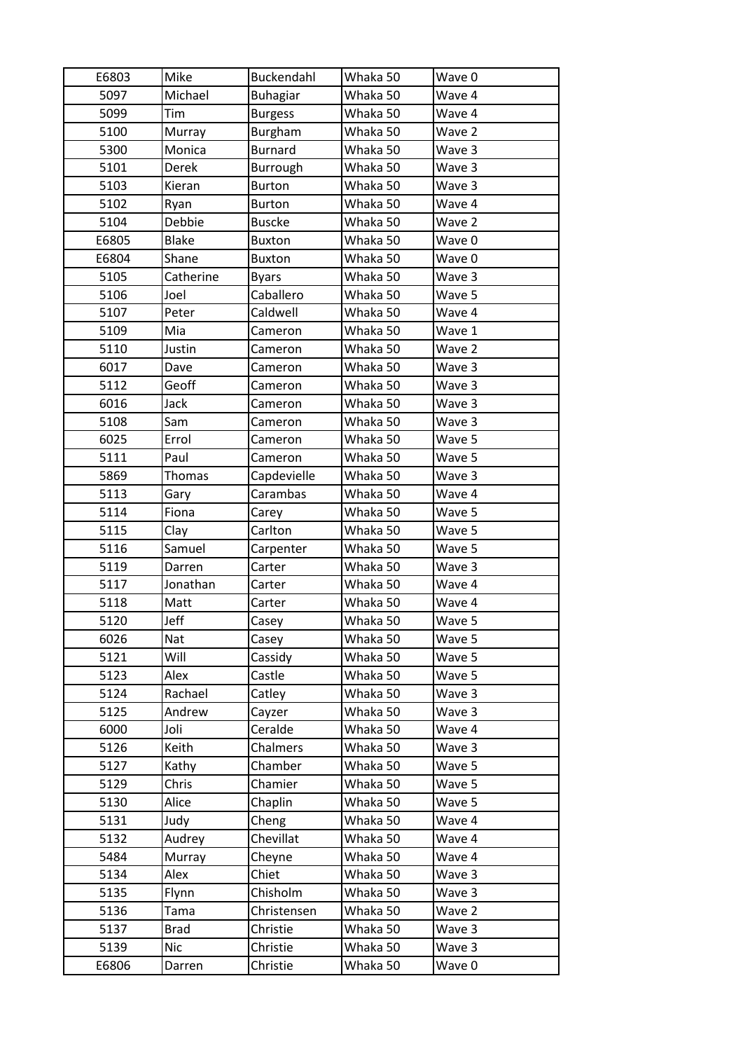| E6803 | Mike | Buckendahl | Whaka 50 | Wave 0 |
|---|---|---|---|---|
| 5097 | Michael | Buhagiar | Whaka 50 | Wave 4 |
| 5099 | Tim | Burgess | Whaka 50 | Wave 4 |
| 5100 | Murray | Burgham | Whaka 50 | Wave 2 |
| 5300 | Monica | Burnard | Whaka 50 | Wave 3 |
| 5101 | Derek | Burrough | Whaka 50 | Wave 3 |
| 5103 | Kieran | Burton | Whaka 50 | Wave 3 |
| 5102 | Ryan | Burton | Whaka 50 | Wave 4 |
| 5104 | Debbie | Buscke | Whaka 50 | Wave 2 |
| E6805 | Blake | Buxton | Whaka 50 | Wave 0 |
| E6804 | Shane | Buxton | Whaka 50 | Wave 0 |
| 5105 | Catherine | Byars | Whaka 50 | Wave 3 |
| 5106 | Joel | Caballero | Whaka 50 | Wave 5 |
| 5107 | Peter | Caldwell | Whaka 50 | Wave 4 |
| 5109 | Mia | Cameron | Whaka 50 | Wave 1 |
| 5110 | Justin | Cameron | Whaka 50 | Wave 2 |
| 6017 | Dave | Cameron | Whaka 50 | Wave 3 |
| 5112 | Geoff | Cameron | Whaka 50 | Wave 3 |
| 6016 | Jack | Cameron | Whaka 50 | Wave 3 |
| 5108 | Sam | Cameron | Whaka 50 | Wave 3 |
| 6025 | Errol | Cameron | Whaka 50 | Wave 5 |
| 5111 | Paul | Cameron | Whaka 50 | Wave 5 |
| 5869 | Thomas | Capdevielle | Whaka 50 | Wave 3 |
| 5113 | Gary | Carambas | Whaka 50 | Wave 4 |
| 5114 | Fiona | Carey | Whaka 50 | Wave 5 |
| 5115 | Clay | Carlton | Whaka 50 | Wave 5 |
| 5116 | Samuel | Carpenter | Whaka 50 | Wave 5 |
| 5119 | Darren | Carter | Whaka 50 | Wave 3 |
| 5117 | Jonathan | Carter | Whaka 50 | Wave 4 |
| 5118 | Matt | Carter | Whaka 50 | Wave 4 |
| 5120 | Jeff | Casey | Whaka 50 | Wave 5 |
| 6026 | Nat | Casey | Whaka 50 | Wave 5 |
| 5121 | Will | Cassidy | Whaka 50 | Wave 5 |
| 5123 | Alex | Castle | Whaka 50 | Wave 5 |
| 5124 | Rachael | Catley | Whaka 50 | Wave 3 |
| 5125 | Andrew | Cayzer | Whaka 50 | Wave 3 |
| 6000 | Joli | Ceralde | Whaka 50 | Wave 4 |
| 5126 | Keith | Chalmers | Whaka 50 | Wave 3 |
| 5127 | Kathy | Chamber | Whaka 50 | Wave 5 |
| 5129 | Chris | Chamier | Whaka 50 | Wave 5 |
| 5130 | Alice | Chaplin | Whaka 50 | Wave 5 |
| 5131 | Judy | Cheng | Whaka 50 | Wave 4 |
| 5132 | Audrey | Chevillat | Whaka 50 | Wave 4 |
| 5484 | Murray | Cheyne | Whaka 50 | Wave 4 |
| 5134 | Alex | Chiet | Whaka 50 | Wave 3 |
| 5135 | Flynn | Chisholm | Whaka 50 | Wave 3 |
| 5136 | Tama | Christensen | Whaka 50 | Wave 2 |
| 5137 | Brad | Christie | Whaka 50 | Wave 3 |
| 5139 | Nic | Christie | Whaka 50 | Wave 3 |
| E6806 | Darren | Christie | Whaka 50 | Wave 0 |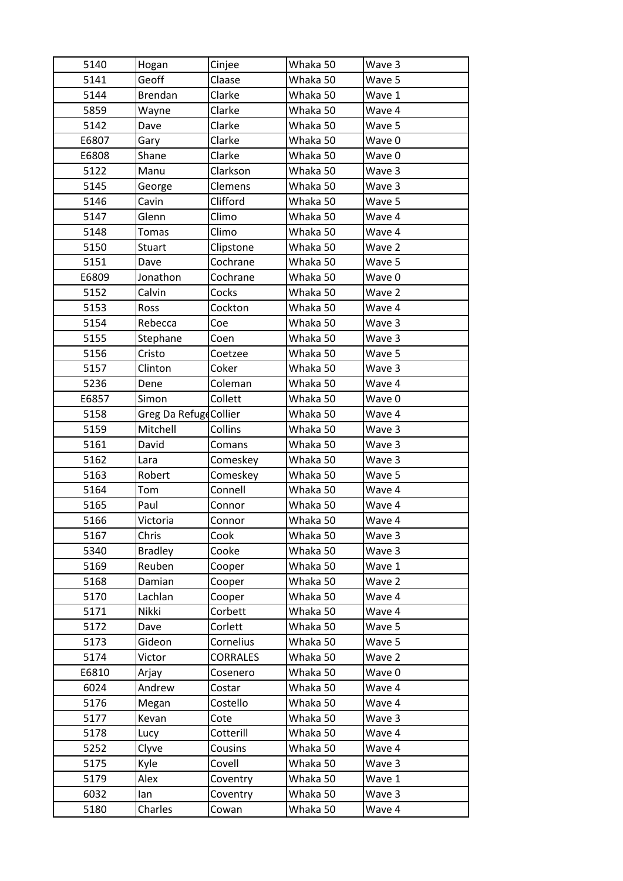| 5140 | Hogan | Cinjee | Whaka 50 | Wave 3 |
|---|---|---|---|---|
| 5141 | Geoff | Claase | Whaka 50 | Wave 5 |
| 5144 | Brendan | Clarke | Whaka 50 | Wave 1 |
| 5859 | Wayne | Clarke | Whaka 50 | Wave 4 |
| 5142 | Dave | Clarke | Whaka 50 | Wave 5 |
| E6807 | Gary | Clarke | Whaka 50 | Wave 0 |
| E6808 | Shane | Clarke | Whaka 50 | Wave 0 |
| 5122 | Manu | Clarkson | Whaka 50 | Wave 3 |
| 5145 | George | Clemens | Whaka 50 | Wave 3 |
| 5146 | Cavin | Clifford | Whaka 50 | Wave 5 |
| 5147 | Glenn | Climo | Whaka 50 | Wave 4 |
| 5148 | Tomas | Climo | Whaka 50 | Wave 4 |
| 5150 | Stuart | Clipstone | Whaka 50 | Wave 2 |
| 5151 | Dave | Cochrane | Whaka 50 | Wave 5 |
| E6809 | Jonathon | Cochrane | Whaka 50 | Wave 0 |
| 5152 | Calvin | Cocks | Whaka 50 | Wave 2 |
| 5153 | Ross | Cockton | Whaka 50 | Wave 4 |
| 5154 | Rebecca | Coe | Whaka 50 | Wave 3 |
| 5155 | Stephane | Coen | Whaka 50 | Wave 3 |
| 5156 | Cristo | Coetzee | Whaka 50 | Wave 5 |
| 5157 | Clinton | Coker | Whaka 50 | Wave 3 |
| 5236 | Dene | Coleman | Whaka 50 | Wave 4 |
| E6857 | Simon | Collett | Whaka 50 | Wave 0 |
| 5158 | Greg Da Refuge | Collier | Whaka 50 | Wave 4 |
| 5159 | Mitchell | Collins | Whaka 50 | Wave 3 |
| 5161 | David | Comans | Whaka 50 | Wave 3 |
| 5162 | Lara | Comeskey | Whaka 50 | Wave 3 |
| 5163 | Robert | Comeskey | Whaka 50 | Wave 5 |
| 5164 | Tom | Connell | Whaka 50 | Wave 4 |
| 5165 | Paul | Connor | Whaka 50 | Wave 4 |
| 5166 | Victoria | Connor | Whaka 50 | Wave 4 |
| 5167 | Chris | Cook | Whaka 50 | Wave 3 |
| 5340 | Bradley | Cooke | Whaka 50 | Wave 3 |
| 5169 | Reuben | Cooper | Whaka 50 | Wave 1 |
| 5168 | Damian | Cooper | Whaka 50 | Wave 2 |
| 5170 | Lachlan | Cooper | Whaka 50 | Wave 4 |
| 5171 | Nikki | Corbett | Whaka 50 | Wave 4 |
| 5172 | Dave | Corlett | Whaka 50 | Wave 5 |
| 5173 | Gideon | Cornelius | Whaka 50 | Wave 5 |
| 5174 | Victor | CORRALES | Whaka 50 | Wave 2 |
| E6810 | Arjay | Cosenero | Whaka 50 | Wave 0 |
| 6024 | Andrew | Costar | Whaka 50 | Wave 4 |
| 5176 | Megan | Costello | Whaka 50 | Wave 4 |
| 5177 | Kevan | Cote | Whaka 50 | Wave 3 |
| 5178 | Lucy | Cotterill | Whaka 50 | Wave 4 |
| 5252 | Clyve | Cousins | Whaka 50 | Wave 4 |
| 5175 | Kyle | Covell | Whaka 50 | Wave 3 |
| 5179 | Alex | Coventry | Whaka 50 | Wave 1 |
| 6032 | Ian | Coventry | Whaka 50 | Wave 3 |
| 5180 | Charles | Cowan | Whaka 50 | Wave 4 |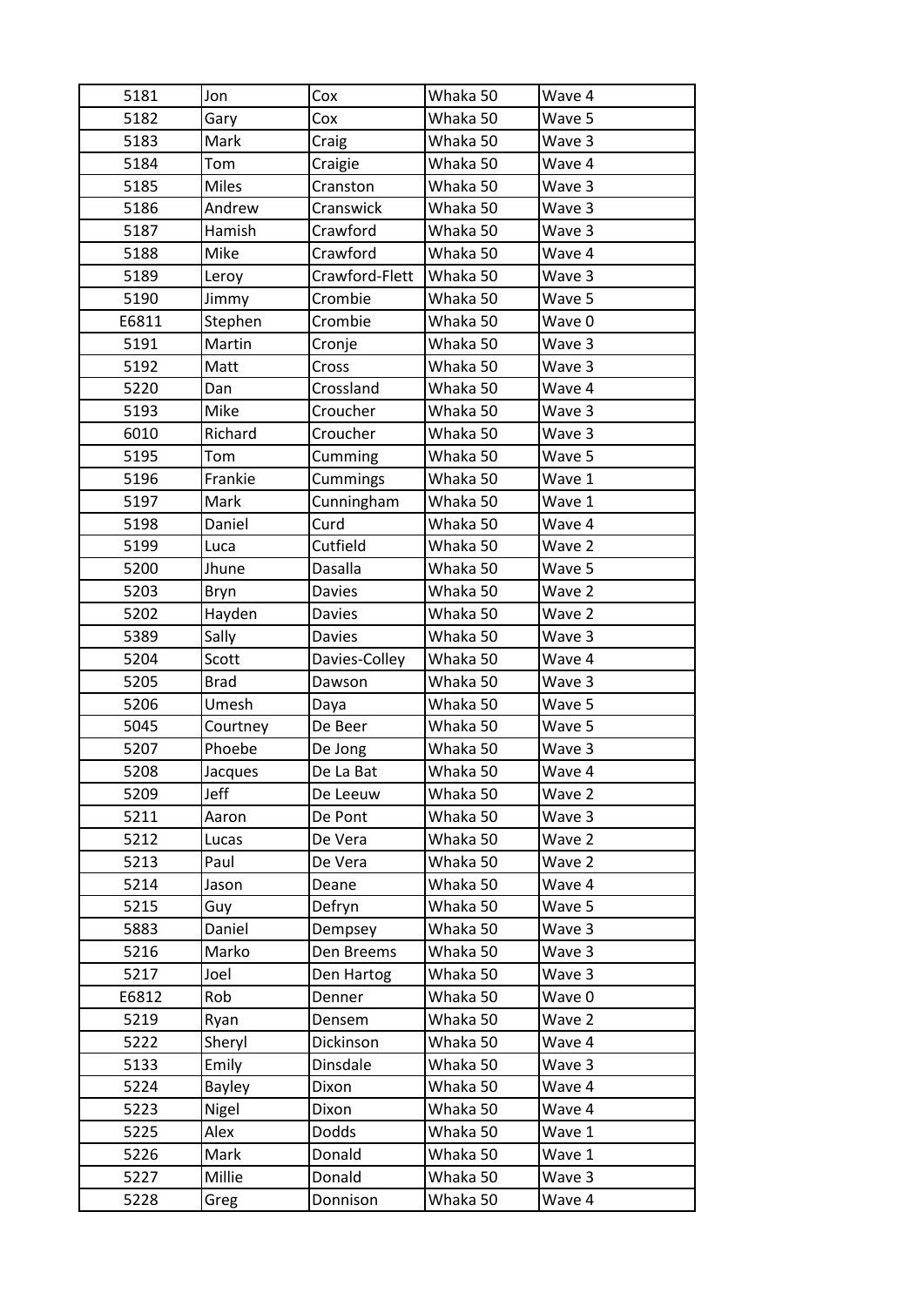| 5181 | Jon | Cox | Whaka 50 | Wave 4 |
|---|---|---|---|---|
| 5182 | Gary | Cox | Whaka 50 | Wave 5 |
| 5183 | Mark | Craig | Whaka 50 | Wave 3 |
| 5184 | Tom | Craigie | Whaka 50 | Wave 4 |
| 5185 | Miles | Cranston | Whaka 50 | Wave 3 |
| 5186 | Andrew | Cranswick | Whaka 50 | Wave 3 |
| 5187 | Hamish | Crawford | Whaka 50 | Wave 3 |
| 5188 | Mike | Crawford | Whaka 50 | Wave 4 |
| 5189 | Leroy | Crawford-Flett | Whaka 50 | Wave 3 |
| 5190 | Jimmy | Crombie | Whaka 50 | Wave 5 |
| E6811 | Stephen | Crombie | Whaka 50 | Wave 0 |
| 5191 | Martin | Cronje | Whaka 50 | Wave 3 |
| 5192 | Matt | Cross | Whaka 50 | Wave 3 |
| 5220 | Dan | Crossland | Whaka 50 | Wave 4 |
| 5193 | Mike | Croucher | Whaka 50 | Wave 3 |
| 6010 | Richard | Croucher | Whaka 50 | Wave 3 |
| 5195 | Tom | Cumming | Whaka 50 | Wave 5 |
| 5196 | Frankie | Cummings | Whaka 50 | Wave 1 |
| 5197 | Mark | Cunningham | Whaka 50 | Wave 1 |
| 5198 | Daniel | Curd | Whaka 50 | Wave 4 |
| 5199 | Luca | Cutfield | Whaka 50 | Wave 2 |
| 5200 | Jhune | Dasalla | Whaka 50 | Wave 5 |
| 5203 | Bryn | Davies | Whaka 50 | Wave 2 |
| 5202 | Hayden | Davies | Whaka 50 | Wave 2 |
| 5389 | Sally | Davies | Whaka 50 | Wave 3 |
| 5204 | Scott | Davies-Colley | Whaka 50 | Wave 4 |
| 5205 | Brad | Dawson | Whaka 50 | Wave 3 |
| 5206 | Umesh | Daya | Whaka 50 | Wave 5 |
| 5045 | Courtney | De Beer | Whaka 50 | Wave 5 |
| 5207 | Phoebe | De Jong | Whaka 50 | Wave 3 |
| 5208 | Jacques | De La Bat | Whaka 50 | Wave 4 |
| 5209 | Jeff | De Leeuw | Whaka 50 | Wave 2 |
| 5211 | Aaron | De Pont | Whaka 50 | Wave 3 |
| 5212 | Lucas | De Vera | Whaka 50 | Wave 2 |
| 5213 | Paul | De Vera | Whaka 50 | Wave 2 |
| 5214 | Jason | Deane | Whaka 50 | Wave 4 |
| 5215 | Guy | Defryn | Whaka 50 | Wave 5 |
| 5883 | Daniel | Dempsey | Whaka 50 | Wave 3 |
| 5216 | Marko | Den Breems | Whaka 50 | Wave 3 |
| 5217 | Joel | Den Hartog | Whaka 50 | Wave 3 |
| E6812 | Rob | Denner | Whaka 50 | Wave 0 |
| 5219 | Ryan | Densem | Whaka 50 | Wave 2 |
| 5222 | Sheryl | Dickinson | Whaka 50 | Wave 4 |
| 5133 | Emily | Dinsdale | Whaka 50 | Wave 3 |
| 5224 | Bayley | Dixon | Whaka 50 | Wave 4 |
| 5223 | Nigel | Dixon | Whaka 50 | Wave 4 |
| 5225 | Alex | Dodds | Whaka 50 | Wave 1 |
| 5226 | Mark | Donald | Whaka 50 | Wave 1 |
| 5227 | Millie | Donald | Whaka 50 | Wave 3 |
| 5228 | Greg | Donnison | Whaka 50 | Wave 4 |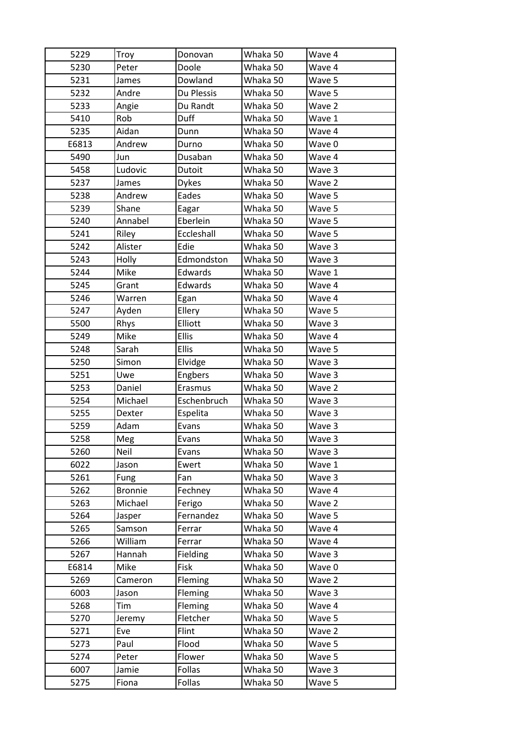| 5229 | Troy | Donovan | Whaka 50 | Wave 4 |
|---|---|---|---|---|
| 5230 | Peter | Doole | Whaka 50 | Wave 4 |
| 5231 | James | Dowland | Whaka 50 | Wave 5 |
| 5232 | Andre | Du Plessis | Whaka 50 | Wave 5 |
| 5233 | Angie | Du Randt | Whaka 50 | Wave 2 |
| 5410 | Rob | Duff | Whaka 50 | Wave 1 |
| 5235 | Aidan | Dunn | Whaka 50 | Wave 4 |
| E6813 | Andrew | Durno | Whaka 50 | Wave 0 |
| 5490 | Jun | Dusaban | Whaka 50 | Wave 4 |
| 5458 | Ludovic | Dutoit | Whaka 50 | Wave 3 |
| 5237 | James | Dykes | Whaka 50 | Wave 2 |
| 5238 | Andrew | Eades | Whaka 50 | Wave 5 |
| 5239 | Shane | Eagar | Whaka 50 | Wave 5 |
| 5240 | Annabel | Eberlein | Whaka 50 | Wave 5 |
| 5241 | Riley | Eccleshall | Whaka 50 | Wave 5 |
| 5242 | Alister | Edie | Whaka 50 | Wave 3 |
| 5243 | Holly | Edmondston | Whaka 50 | Wave 3 |
| 5244 | Mike | Edwards | Whaka 50 | Wave 1 |
| 5245 | Grant | Edwards | Whaka 50 | Wave 4 |
| 5246 | Warren | Egan | Whaka 50 | Wave 4 |
| 5247 | Ayden | Ellery | Whaka 50 | Wave 5 |
| 5500 | Rhys | Elliott | Whaka 50 | Wave 3 |
| 5249 | Mike | Ellis | Whaka 50 | Wave 4 |
| 5248 | Sarah | Ellis | Whaka 50 | Wave 5 |
| 5250 | Simon | Elvidge | Whaka 50 | Wave 3 |
| 5251 | Uwe | Engbers | Whaka 50 | Wave 3 |
| 5253 | Daniel | Erasmus | Whaka 50 | Wave 2 |
| 5254 | Michael | Eschenbruch | Whaka 50 | Wave 3 |
| 5255 | Dexter | Espelita | Whaka 50 | Wave 3 |
| 5259 | Adam | Evans | Whaka 50 | Wave 3 |
| 5258 | Meg | Evans | Whaka 50 | Wave 3 |
| 5260 | Neil | Evans | Whaka 50 | Wave 3 |
| 6022 | Jason | Ewert | Whaka 50 | Wave 1 |
| 5261 | Fung | Fan | Whaka 50 | Wave 3 |
| 5262 | Bronnie | Fechney | Whaka 50 | Wave 4 |
| 5263 | Michael | Ferigo | Whaka 50 | Wave 2 |
| 5264 | Jasper | Fernandez | Whaka 50 | Wave 5 |
| 5265 | Samson | Ferrar | Whaka 50 | Wave 4 |
| 5266 | William | Ferrar | Whaka 50 | Wave 4 |
| 5267 | Hannah | Fielding | Whaka 50 | Wave 3 |
| E6814 | Mike | Fisk | Whaka 50 | Wave 0 |
| 5269 | Cameron | Fleming | Whaka 50 | Wave 2 |
| 6003 | Jason | Fleming | Whaka 50 | Wave 3 |
| 5268 | Tim | Fleming | Whaka 50 | Wave 4 |
| 5270 | Jeremy | Fletcher | Whaka 50 | Wave 5 |
| 5271 | Eve | Flint | Whaka 50 | Wave 2 |
| 5273 | Paul | Flood | Whaka 50 | Wave 5 |
| 5274 | Peter | Flower | Whaka 50 | Wave 5 |
| 6007 | Jamie | Follas | Whaka 50 | Wave 3 |
| 5275 | Fiona | Follas | Whaka 50 | Wave 5 |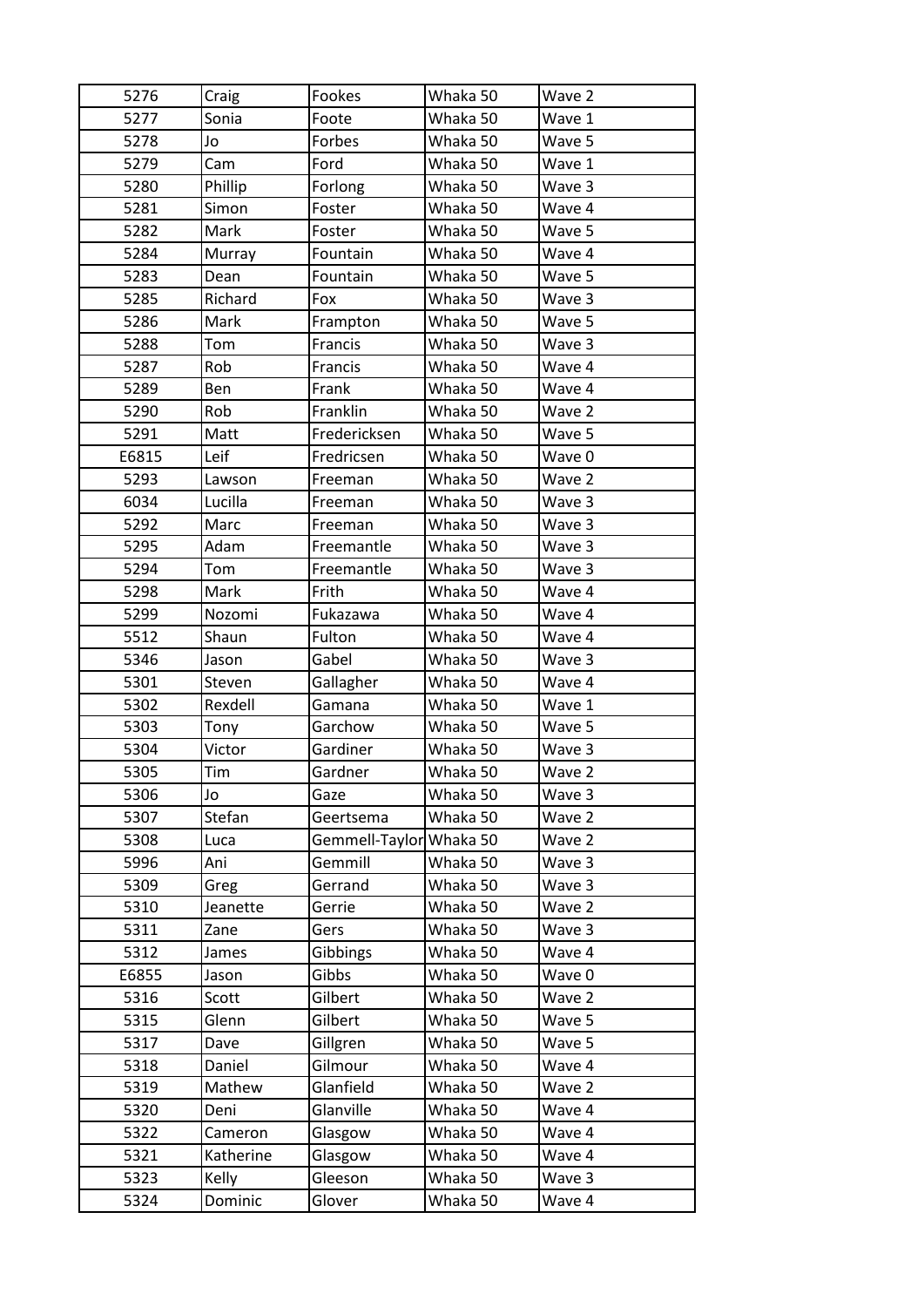| 5276 | Craig | Fookes | Whaka 50 | Wave 2 |
|---|---|---|---|---|
| 5277 | Sonia | Foote | Whaka 50 | Wave 1 |
| 5278 | Jo | Forbes | Whaka 50 | Wave 5 |
| 5279 | Cam | Ford | Whaka 50 | Wave 1 |
| 5280 | Phillip | Forlong | Whaka 50 | Wave 3 |
| 5281 | Simon | Foster | Whaka 50 | Wave 4 |
| 5282 | Mark | Foster | Whaka 50 | Wave 5 |
| 5284 | Murray | Fountain | Whaka 50 | Wave 4 |
| 5283 | Dean | Fountain | Whaka 50 | Wave 5 |
| 5285 | Richard | Fox | Whaka 50 | Wave 3 |
| 5286 | Mark | Frampton | Whaka 50 | Wave 5 |
| 5288 | Tom | Francis | Whaka 50 | Wave 3 |
| 5287 | Rob | Francis | Whaka 50 | Wave 4 |
| 5289 | Ben | Frank | Whaka 50 | Wave 4 |
| 5290 | Rob | Franklin | Whaka 50 | Wave 2 |
| 5291 | Matt | Fredericksen | Whaka 50 | Wave 5 |
| E6815 | Leif | Fredricsen | Whaka 50 | Wave 0 |
| 5293 | Lawson | Freeman | Whaka 50 | Wave 2 |
| 6034 | Lucilla | Freeman | Whaka 50 | Wave 3 |
| 5292 | Marc | Freeman | Whaka 50 | Wave 3 |
| 5295 | Adam | Freemantle | Whaka 50 | Wave 3 |
| 5294 | Tom | Freemantle | Whaka 50 | Wave 3 |
| 5298 | Mark | Frith | Whaka 50 | Wave 4 |
| 5299 | Nozomi | Fukazawa | Whaka 50 | Wave 4 |
| 5512 | Shaun | Fulton | Whaka 50 | Wave 4 |
| 5346 | Jason | Gabel | Whaka 50 | Wave 3 |
| 5301 | Steven | Gallagher | Whaka 50 | Wave 4 |
| 5302 | Rexdell | Gamana | Whaka 50 | Wave 1 |
| 5303 | Tony | Garchow | Whaka 50 | Wave 5 |
| 5304 | Victor | Gardiner | Whaka 50 | Wave 3 |
| 5305 | Tim | Gardner | Whaka 50 | Wave 2 |
| 5306 | Jo | Gaze | Whaka 50 | Wave 3 |
| 5307 | Stefan | Geertsema | Whaka 50 | Wave 2 |
| 5308 | Luca | Gemmell-Taylor | Whaka 50 | Wave 2 |
| 5996 | Ani | Gemmill | Whaka 50 | Wave 3 |
| 5309 | Greg | Gerrand | Whaka 50 | Wave 3 |
| 5310 | Jeanette | Gerrie | Whaka 50 | Wave 2 |
| 5311 | Zane | Gers | Whaka 50 | Wave 3 |
| 5312 | James | Gibbings | Whaka 50 | Wave 4 |
| E6855 | Jason | Gibbs | Whaka 50 | Wave 0 |
| 5316 | Scott | Gilbert | Whaka 50 | Wave 2 |
| 5315 | Glenn | Gilbert | Whaka 50 | Wave 5 |
| 5317 | Dave | Gillgren | Whaka 50 | Wave 5 |
| 5318 | Daniel | Gilmour | Whaka 50 | Wave 4 |
| 5319 | Mathew | Glanfield | Whaka 50 | Wave 2 |
| 5320 | Deni | Glanville | Whaka 50 | Wave 4 |
| 5322 | Cameron | Glasgow | Whaka 50 | Wave 4 |
| 5321 | Katherine | Glasgow | Whaka 50 | Wave 4 |
| 5323 | Kelly | Gleeson | Whaka 50 | Wave 3 |
| 5324 | Dominic | Glover | Whaka 50 | Wave 4 |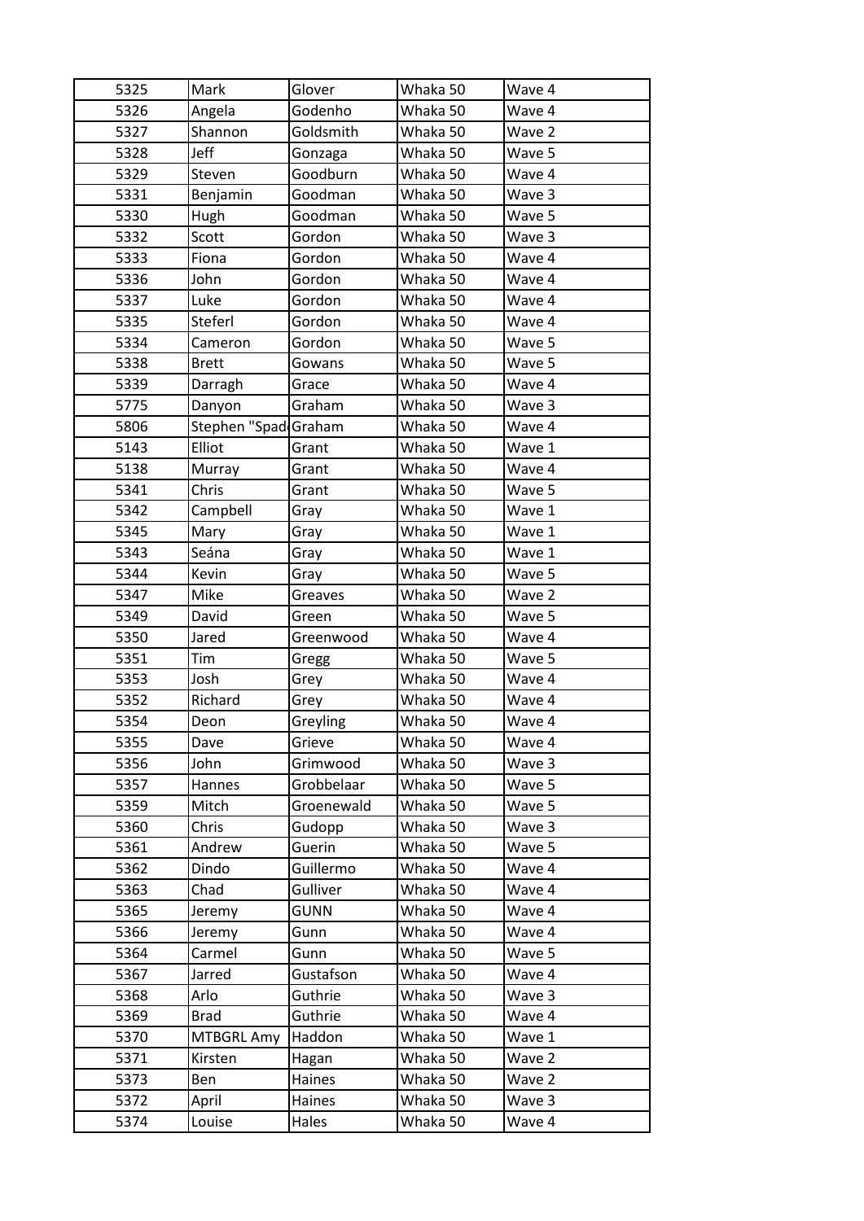| | | | | |
|---|---|---|---|---|
| 5325 | Mark | Glover | Whaka 50 | Wave 4 |
| 5326 | Angela | Godenho | Whaka 50 | Wave 4 |
| 5327 | Shannon | Goldsmith | Whaka 50 | Wave 2 |
| 5328 | Jeff | Gonzaga | Whaka 50 | Wave 5 |
| 5329 | Steven | Goodburn | Whaka 50 | Wave 4 |
| 5331 | Benjamin | Goodman | Whaka 50 | Wave 3 |
| 5330 | Hugh | Goodman | Whaka 50 | Wave 5 |
| 5332 | Scott | Gordon | Whaka 50 | Wave 3 |
| 5333 | Fiona | Gordon | Whaka 50 | Wave 4 |
| 5336 | John | Gordon | Whaka 50 | Wave 4 |
| 5337 | Luke | Gordon | Whaka 50 | Wave 4 |
| 5335 | Steferl | Gordon | Whaka 50 | Wave 4 |
| 5334 | Cameron | Gordon | Whaka 50 | Wave 5 |
| 5338 | Brett | Gowans | Whaka 50 | Wave 5 |
| 5339 | Darragh | Grace | Whaka 50 | Wave 4 |
| 5775 | Danyon | Graham | Whaka 50 | Wave 3 |
| 5806 | Stephen "Spad | Graham | Whaka 50 | Wave 4 |
| 5143 | Elliot | Grant | Whaka 50 | Wave 1 |
| 5138 | Murray | Grant | Whaka 50 | Wave 4 |
| 5341 | Chris | Grant | Whaka 50 | Wave 5 |
| 5342 | Campbell | Gray | Whaka 50 | Wave 1 |
| 5345 | Mary | Gray | Whaka 50 | Wave 1 |
| 5343 | Seána | Gray | Whaka 50 | Wave 1 |
| 5344 | Kevin | Gray | Whaka 50 | Wave 5 |
| 5347 | Mike | Greaves | Whaka 50 | Wave 2 |
| 5349 | David | Green | Whaka 50 | Wave 5 |
| 5350 | Jared | Greenwood | Whaka 50 | Wave 4 |
| 5351 | Tim | Gregg | Whaka 50 | Wave 5 |
| 5353 | Josh | Grey | Whaka 50 | Wave 4 |
| 5352 | Richard | Grey | Whaka 50 | Wave 4 |
| 5354 | Deon | Greyling | Whaka 50 | Wave 4 |
| 5355 | Dave | Grieve | Whaka 50 | Wave 4 |
| 5356 | John | Grimwood | Whaka 50 | Wave 3 |
| 5357 | Hannes | Grobbelaar | Whaka 50 | Wave 5 |
| 5359 | Mitch | Groenewald | Whaka 50 | Wave 5 |
| 5360 | Chris | Gudopp | Whaka 50 | Wave 3 |
| 5361 | Andrew | Guerin | Whaka 50 | Wave 5 |
| 5362 | Dindo | Guillermo | Whaka 50 | Wave 4 |
| 5363 | Chad | Gulliver | Whaka 50 | Wave 4 |
| 5365 | Jeremy | GUNN | Whaka 50 | Wave 4 |
| 5366 | Jeremy | Gunn | Whaka 50 | Wave 4 |
| 5364 | Carmel | Gunn | Whaka 50 | Wave 5 |
| 5367 | Jarred | Gustafson | Whaka 50 | Wave 4 |
| 5368 | Arlo | Guthrie | Whaka 50 | Wave 3 |
| 5369 | Brad | Guthrie | Whaka 50 | Wave 4 |
| 5370 | MTBGRL Amy | Haddon | Whaka 50 | Wave 1 |
| 5371 | Kirsten | Hagan | Whaka 50 | Wave 2 |
| 5373 | Ben | Haines | Whaka 50 | Wave 2 |
| 5372 | April | Haines | Whaka 50 | Wave 3 |
| 5374 | Louise | Hales | Whaka 50 | Wave 4 |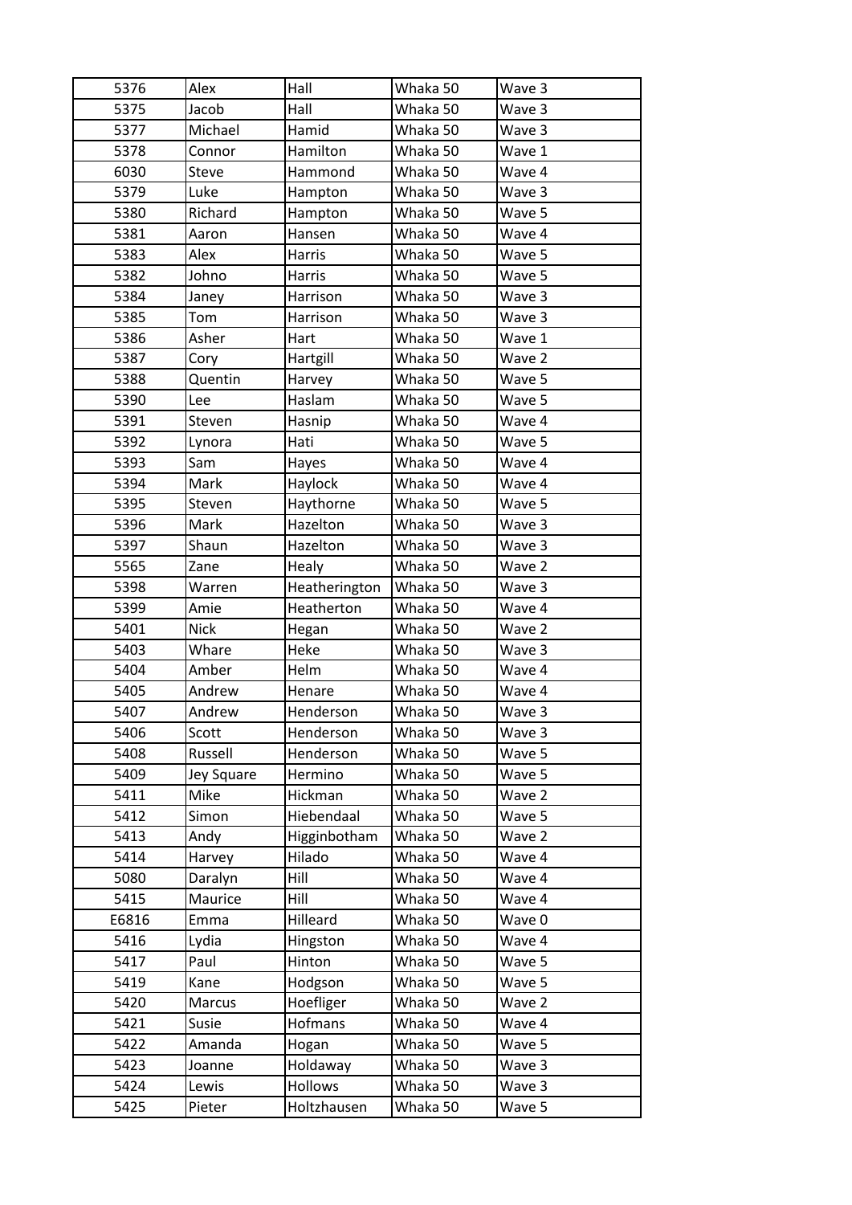| 5376 | Alex | Hall | Whaka 50 | Wave 3 |
|---|---|---|---|---|
| 5375 | Jacob | Hall | Whaka 50 | Wave 3 |
| 5377 | Michael | Hamid | Whaka 50 | Wave 3 |
| 5378 | Connor | Hamilton | Whaka 50 | Wave 1 |
| 6030 | Steve | Hammond | Whaka 50 | Wave 4 |
| 5379 | Luke | Hampton | Whaka 50 | Wave 3 |
| 5380 | Richard | Hampton | Whaka 50 | Wave 5 |
| 5381 | Aaron | Hansen | Whaka 50 | Wave 4 |
| 5383 | Alex | Harris | Whaka 50 | Wave 5 |
| 5382 | Johno | Harris | Whaka 50 | Wave 5 |
| 5384 | Janey | Harrison | Whaka 50 | Wave 3 |
| 5385 | Tom | Harrison | Whaka 50 | Wave 3 |
| 5386 | Asher | Hart | Whaka 50 | Wave 1 |
| 5387 | Cory | Hartgill | Whaka 50 | Wave 2 |
| 5388 | Quentin | Harvey | Whaka 50 | Wave 5 |
| 5390 | Lee | Haslam | Whaka 50 | Wave 5 |
| 5391 | Steven | Hasnip | Whaka 50 | Wave 4 |
| 5392 | Lynora | Hati | Whaka 50 | Wave 5 |
| 5393 | Sam | Hayes | Whaka 50 | Wave 4 |
| 5394 | Mark | Haylock | Whaka 50 | Wave 4 |
| 5395 | Steven | Haythorne | Whaka 50 | Wave 5 |
| 5396 | Mark | Hazelton | Whaka 50 | Wave 3 |
| 5397 | Shaun | Hazelton | Whaka 50 | Wave 3 |
| 5565 | Zane | Healy | Whaka 50 | Wave 2 |
| 5398 | Warren | Heatherington | Whaka 50 | Wave 3 |
| 5399 | Amie | Hetherton | Whaka 50 | Wave 4 |
| 5401 | Nick | Hegan | Whaka 50 | Wave 2 |
| 5403 | Whare | Heke | Whaka 50 | Wave 3 |
| 5404 | Amber | Helm | Whaka 50 | Wave 4 |
| 5405 | Andrew | Henare | Whaka 50 | Wave 4 |
| 5407 | Andrew | Henderson | Whaka 50 | Wave 3 |
| 5406 | Scott | Henderson | Whaka 50 | Wave 3 |
| 5408 | Russell | Henderson | Whaka 50 | Wave 5 |
| 5409 | Jey Square | Hermino | Whaka 50 | Wave 5 |
| 5411 | Mike | Hickman | Whaka 50 | Wave 2 |
| 5412 | Simon | Hiebendaal | Whaka 50 | Wave 5 |
| 5413 | Andy | Higginbotham | Whaka 50 | Wave 2 |
| 5414 | Harvey | Hilado | Whaka 50 | Wave 4 |
| 5080 | Daralyn | Hill | Whaka 50 | Wave 4 |
| 5415 | Maurice | Hill | Whaka 50 | Wave 4 |
| E6816 | Emma | Hilleard | Whaka 50 | Wave 0 |
| 5416 | Lydia | Hingston | Whaka 50 | Wave 4 |
| 5417 | Paul | Hinton | Whaka 50 | Wave 5 |
| 5419 | Kane | Hodgson | Whaka 50 | Wave 5 |
| 5420 | Marcus | Hoefliger | Whaka 50 | Wave 2 |
| 5421 | Susie | Hofmans | Whaka 50 | Wave 4 |
| 5422 | Amanda | Hogan | Whaka 50 | Wave 5 |
| 5423 | Joanne | Holdaway | Whaka 50 | Wave 3 |
| 5424 | Lewis | Hollows | Whaka 50 | Wave 3 |
| 5425 | Pieter | Holtzhausen | Whaka 50 | Wave 5 |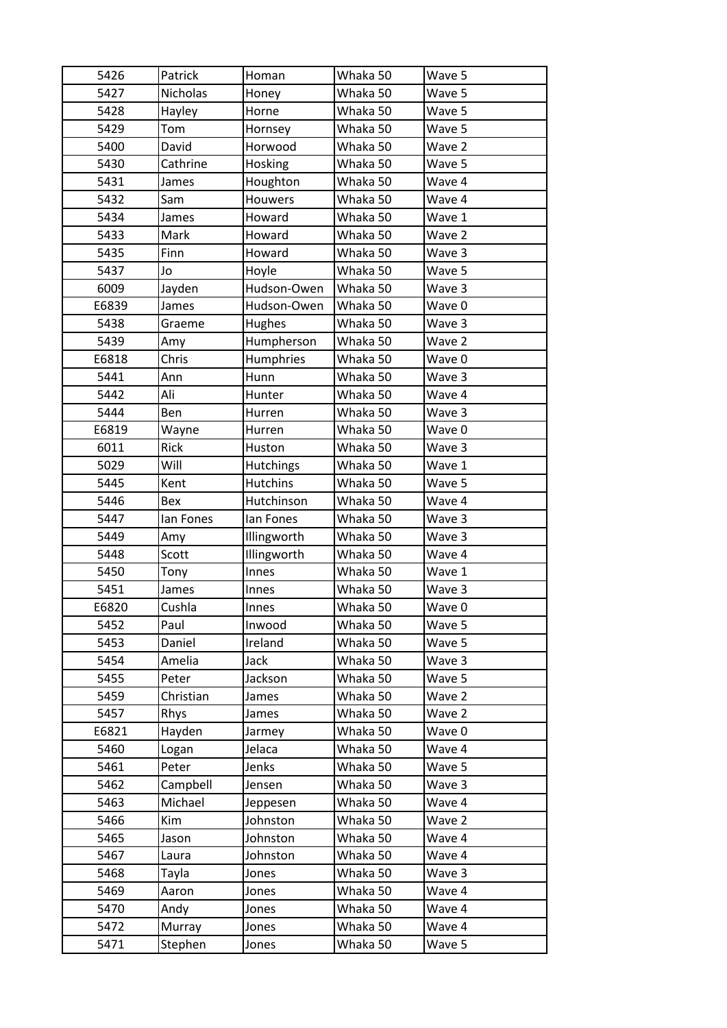| 5426 | Patrick | Homan | Whaka 50 | Wave 5 |
|---|---|---|---|---|
| 5427 | Nicholas | Honey | Whaka 50 | Wave 5 |
| 5428 | Hayley | Horne | Whaka 50 | Wave 5 |
| 5429 | Tom | Hornsey | Whaka 50 | Wave 5 |
| 5400 | David | Horwood | Whaka 50 | Wave 2 |
| 5430 | Cathrine | Hosking | Whaka 50 | Wave 5 |
| 5431 | James | Houghton | Whaka 50 | Wave 4 |
| 5432 | Sam | Houwers | Whaka 50 | Wave 4 |
| 5434 | James | Howard | Whaka 50 | Wave 1 |
| 5433 | Mark | Howard | Whaka 50 | Wave 2 |
| 5435 | Finn | Howard | Whaka 50 | Wave 3 |
| 5437 | Jo | Hoyle | Whaka 50 | Wave 5 |
| 6009 | Jayden | Hudson-Owen | Whaka 50 | Wave 3 |
| E6839 | James | Hudson-Owen | Whaka 50 | Wave 0 |
| 5438 | Graeme | Hughes | Whaka 50 | Wave 3 |
| 5439 | Amy | Humpherson | Whaka 50 | Wave 2 |
| E6818 | Chris | Humphries | Whaka 50 | Wave 0 |
| 5441 | Ann | Hunn | Whaka 50 | Wave 3 |
| 5442 | Ali | Hunter | Whaka 50 | Wave 4 |
| 5444 | Ben | Hurren | Whaka 50 | Wave 3 |
| E6819 | Wayne | Hurren | Whaka 50 | Wave 0 |
| 6011 | Rick | Huston | Whaka 50 | Wave 3 |
| 5029 | Will | Hutchings | Whaka 50 | Wave 1 |
| 5445 | Kent | Hutchins | Whaka 50 | Wave 5 |
| 5446 | Bex | Hutchinson | Whaka 50 | Wave 4 |
| 5447 | Ian Fones | Ian Fones | Whaka 50 | Wave 3 |
| 5449 | Amy | Illingworth | Whaka 50 | Wave 3 |
| 5448 | Scott | Illingworth | Whaka 50 | Wave 4 |
| 5450 | Tony | Innes | Whaka 50 | Wave 1 |
| 5451 | James | Innes | Whaka 50 | Wave 3 |
| E6820 | Cushla | Innes | Whaka 50 | Wave 0 |
| 5452 | Paul | Inwood | Whaka 50 | Wave 5 |
| 5453 | Daniel | Ireland | Whaka 50 | Wave 5 |
| 5454 | Amelia | Jack | Whaka 50 | Wave 3 |
| 5455 | Peter | Jackson | Whaka 50 | Wave 5 |
| 5459 | Christian | James | Whaka 50 | Wave 2 |
| 5457 | Rhys | James | Whaka 50 | Wave 2 |
| E6821 | Hayden | Jarmey | Whaka 50 | Wave 0 |
| 5460 | Logan | Jelaca | Whaka 50 | Wave 4 |
| 5461 | Peter | Jenks | Whaka 50 | Wave 5 |
| 5462 | Campbell | Jensen | Whaka 50 | Wave 3 |
| 5463 | Michael | Jeppesen | Whaka 50 | Wave 4 |
| 5466 | Kim | Johnston | Whaka 50 | Wave 2 |
| 5465 | Jason | Johnston | Whaka 50 | Wave 4 |
| 5467 | Laura | Johnston | Whaka 50 | Wave 4 |
| 5468 | Tayla | Jones | Whaka 50 | Wave 3 |
| 5469 | Aaron | Jones | Whaka 50 | Wave 4 |
| 5470 | Andy | Jones | Whaka 50 | Wave 4 |
| 5472 | Murray | Jones | Whaka 50 | Wave 4 |
| 5471 | Stephen | Jones | Whaka 50 | Wave 5 |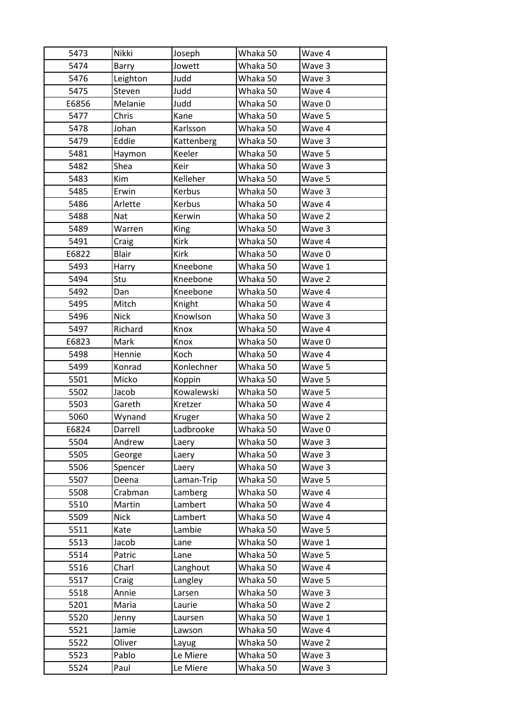| 5473 | Nikki | Joseph | Whaka 50 | Wave 4 |
|---|---|---|---|---|
| 5474 | Barry | Jowett | Whaka 50 | Wave 3 |
| 5476 | Leighton | Judd | Whaka 50 | Wave 3 |
| 5475 | Steven | Judd | Whaka 50 | Wave 4 |
| E6856 | Melanie | Judd | Whaka 50 | Wave 0 |
| 5477 | Chris | Kane | Whaka 50 | Wave 5 |
| 5478 | Johan | Karlsson | Whaka 50 | Wave 4 |
| 5479 | Eddie | Kattenberg | Whaka 50 | Wave 3 |
| 5481 | Haymon | Keeler | Whaka 50 | Wave 5 |
| 5482 | Shea | Keir | Whaka 50 | Wave 3 |
| 5483 | Kim | Kelleher | Whaka 50 | Wave 5 |
| 5485 | Erwin | Kerbus | Whaka 50 | Wave 3 |
| 5486 | Arlette | Kerbus | Whaka 50 | Wave 4 |
| 5488 | Nat | Kerwin | Whaka 50 | Wave 2 |
| 5489 | Warren | King | Whaka 50 | Wave 3 |
| 5491 | Craig | Kirk | Whaka 50 | Wave 4 |
| E6822 | Blair | Kirk | Whaka 50 | Wave 0 |
| 5493 | Harry | Kneebone | Whaka 50 | Wave 1 |
| 5494 | Stu | Kneebone | Whaka 50 | Wave 2 |
| 5492 | Dan | Kneebone | Whaka 50 | Wave 4 |
| 5495 | Mitch | Knight | Whaka 50 | Wave 4 |
| 5496 | Nick | Knowlson | Whaka 50 | Wave 3 |
| 5497 | Richard | Knox | Whaka 50 | Wave 4 |
| E6823 | Mark | Knox | Whaka 50 | Wave 0 |
| 5498 | Hennie | Koch | Whaka 50 | Wave 4 |
| 5499 | Konrad | Konlechner | Whaka 50 | Wave 5 |
| 5501 | Micko | Koppin | Whaka 50 | Wave 5 |
| 5502 | Jacob | Kowalewski | Whaka 50 | Wave 5 |
| 5503 | Gareth | Kretzer | Whaka 50 | Wave 4 |
| 5060 | Wynand | Kruger | Whaka 50 | Wave 2 |
| E6824 | Darrell | Ladbrooke | Whaka 50 | Wave 0 |
| 5504 | Andrew | Laery | Whaka 50 | Wave 3 |
| 5505 | George | Laery | Whaka 50 | Wave 3 |
| 5506 | Spencer | Laery | Whaka 50 | Wave 3 |
| 5507 | Deena | Laman-Trip | Whaka 50 | Wave 5 |
| 5508 | Crabman | Lamberg | Whaka 50 | Wave 4 |
| 5510 | Martin | Lambert | Whaka 50 | Wave 4 |
| 5509 | Nick | Lambert | Whaka 50 | Wave 4 |
| 5511 | Kate | Lambie | Whaka 50 | Wave 5 |
| 5513 | Jacob | Lane | Whaka 50 | Wave 1 |
| 5514 | Patric | Lane | Whaka 50 | Wave 5 |
| 5516 | Charl | Langhout | Whaka 50 | Wave 4 |
| 5517 | Craig | Langley | Whaka 50 | Wave 5 |
| 5518 | Annie | Larsen | Whaka 50 | Wave 3 |
| 5201 | Maria | Laurie | Whaka 50 | Wave 2 |
| 5520 | Jenny | Laursen | Whaka 50 | Wave 1 |
| 5521 | Jamie | Lawson | Whaka 50 | Wave 4 |
| 5522 | Oliver | Layug | Whaka 50 | Wave 2 |
| 5523 | Pablo | Le Miere | Whaka 50 | Wave 3 |
| 5524 | Paul | Le Miere | Whaka 50 | Wave 3 |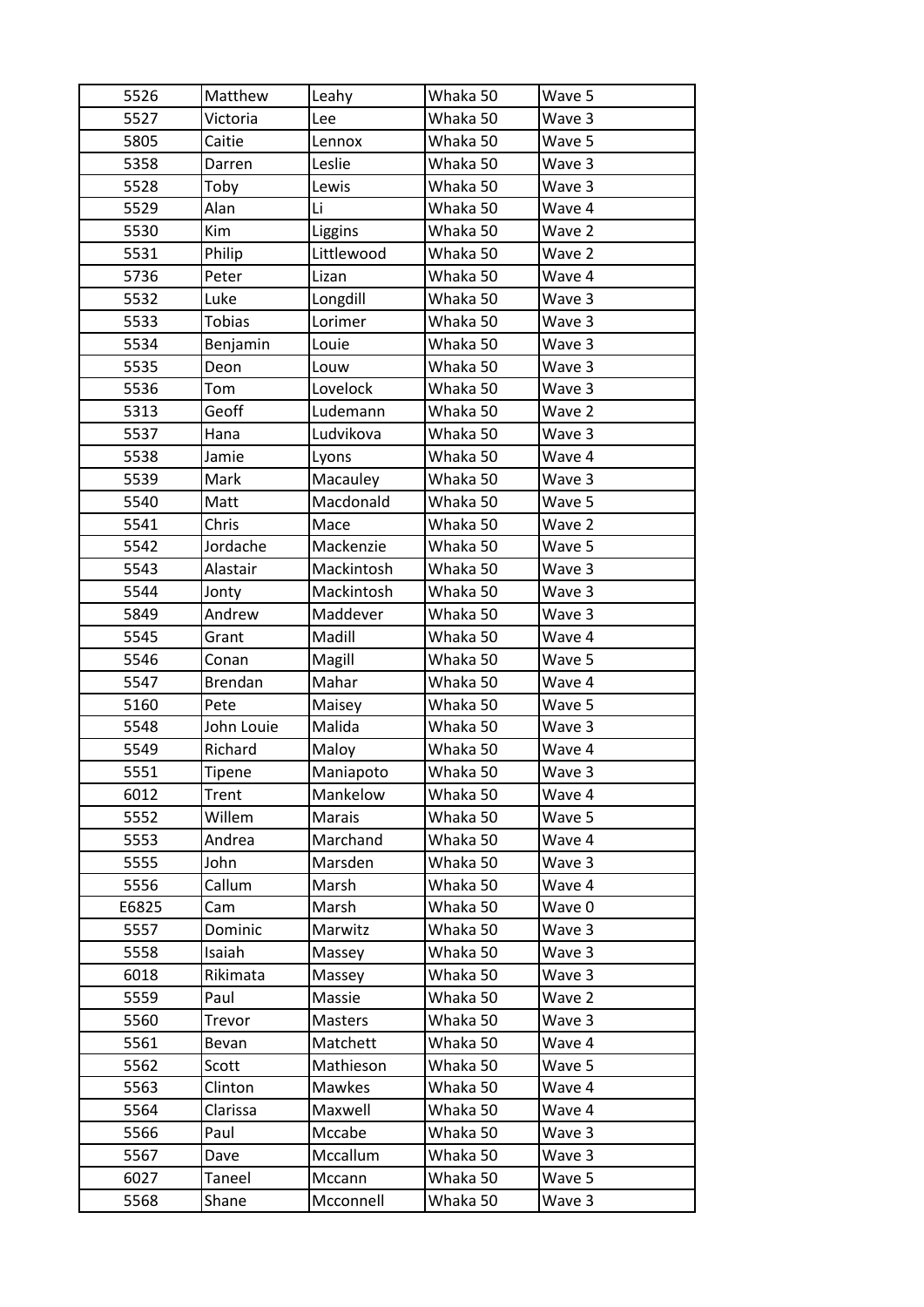| 5526 | Matthew | Leahy | Whaka 50 | Wave 5 |
|---|---|---|---|---|
| 5527 | Victoria | Lee | Whaka 50 | Wave 3 |
| 5805 | Caitie | Lennox | Whaka 50 | Wave 5 |
| 5358 | Darren | Leslie | Whaka 50 | Wave 3 |
| 5528 | Toby | Lewis | Whaka 50 | Wave 3 |
| 5529 | Alan | Li | Whaka 50 | Wave 4 |
| 5530 | Kim | Liggins | Whaka 50 | Wave 2 |
| 5531 | Philip | Littlewood | Whaka 50 | Wave 2 |
| 5736 | Peter | Lizan | Whaka 50 | Wave 4 |
| 5532 | Luke | Longdill | Whaka 50 | Wave 3 |
| 5533 | Tobias | Lorimer | Whaka 50 | Wave 3 |
| 5534 | Benjamin | Louie | Whaka 50 | Wave 3 |
| 5535 | Deon | Louw | Whaka 50 | Wave 3 |
| 5536 | Tom | Lovelock | Whaka 50 | Wave 3 |
| 5313 | Geoff | Ludemann | Whaka 50 | Wave 2 |
| 5537 | Hana | Ludvikova | Whaka 50 | Wave 3 |
| 5538 | Jamie | Lyons | Whaka 50 | Wave 4 |
| 5539 | Mark | Macauley | Whaka 50 | Wave 3 |
| 5540 | Matt | Macdonald | Whaka 50 | Wave 5 |
| 5541 | Chris | Mace | Whaka 50 | Wave 2 |
| 5542 | Jordache | Mackenzie | Whaka 50 | Wave 5 |
| 5543 | Alastair | Mackintosh | Whaka 50 | Wave 3 |
| 5544 | Jonty | Mackintosh | Whaka 50 | Wave 3 |
| 5849 | Andrew | Maddever | Whaka 50 | Wave 3 |
| 5545 | Grant | Madill | Whaka 50 | Wave 4 |
| 5546 | Conan | Magill | Whaka 50 | Wave 5 |
| 5547 | Brendan | Mahar | Whaka 50 | Wave 4 |
| 5160 | Pete | Maisey | Whaka 50 | Wave 5 |
| 5548 | John Louie | Malida | Whaka 50 | Wave 3 |
| 5549 | Richard | Maloy | Whaka 50 | Wave 4 |
| 5551 | Tipene | Maniapoto | Whaka 50 | Wave 3 |
| 6012 | Trent | Mankelow | Whaka 50 | Wave 4 |
| 5552 | Willem | Marais | Whaka 50 | Wave 5 |
| 5553 | Andrea | Marchand | Whaka 50 | Wave 4 |
| 5555 | John | Marsden | Whaka 50 | Wave 3 |
| 5556 | Callum | Marsh | Whaka 50 | Wave 4 |
| E6825 | Cam | Marsh | Whaka 50 | Wave 0 |
| 5557 | Dominic | Marwitz | Whaka 50 | Wave 3 |
| 5558 | Isaiah | Massey | Whaka 50 | Wave 3 |
| 6018 | Rikimata | Massey | Whaka 50 | Wave 3 |
| 5559 | Paul | Massie | Whaka 50 | Wave 2 |
| 5560 | Trevor | Masters | Whaka 50 | Wave 3 |
| 5561 | Bevan | Matchett | Whaka 50 | Wave 4 |
| 5562 | Scott | Mathieson | Whaka 50 | Wave 5 |
| 5563 | Clinton | Mawkes | Whaka 50 | Wave 4 |
| 5564 | Clarissa | Maxwell | Whaka 50 | Wave 4 |
| 5566 | Paul | Mccabe | Whaka 50 | Wave 3 |
| 5567 | Dave | Mccallum | Whaka 50 | Wave 3 |
| 6027 | Taneel | Mccann | Whaka 50 | Wave 5 |
| 5568 | Shane | Mcconnell | Whaka 50 | Wave 3 |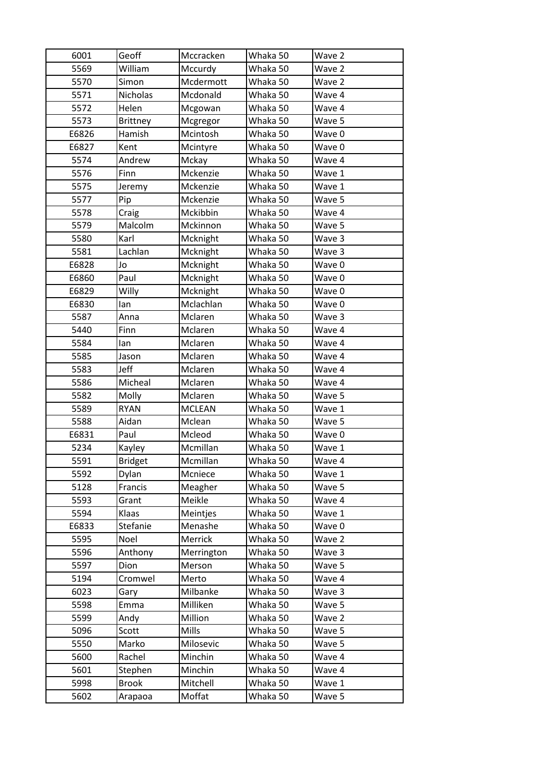| 6001 | Geoff | Mccracken | Whaka 50 | Wave 2 |
|---|---|---|---|---|
| 5569 | William | Mccurdy | Whaka 50 | Wave 2 |
| 5570 | Simon | Mcdermott | Whaka 50 | Wave 2 |
| 5571 | Nicholas | Mcdonald | Whaka 50 | Wave 4 |
| 5572 | Helen | Mcgowan | Whaka 50 | Wave 4 |
| 5573 | Brittney | Mcgregor | Whaka 50 | Wave 5 |
| E6826 | Hamish | Mcintosh | Whaka 50 | Wave 0 |
| E6827 | Kent | Mcintyre | Whaka 50 | Wave 0 |
| 5574 | Andrew | Mckay | Whaka 50 | Wave 4 |
| 5576 | Finn | Mckenzie | Whaka 50 | Wave 1 |
| 5575 | Jeremy | Mckenzie | Whaka 50 | Wave 1 |
| 5577 | Pip | Mckenzie | Whaka 50 | Wave 5 |
| 5578 | Craig | Mckibbin | Whaka 50 | Wave 4 |
| 5579 | Malcolm | Mckinnon | Whaka 50 | Wave 5 |
| 5580 | Karl | Mcknight | Whaka 50 | Wave 3 |
| 5581 | Lachlan | Mcknight | Whaka 50 | Wave 3 |
| E6828 | Jo | Mcknight | Whaka 50 | Wave 0 |
| E6860 | Paul | Mcknight | Whaka 50 | Wave 0 |
| E6829 | Willy | Mcknight | Whaka 50 | Wave 0 |
| E6830 | Ian | Mclachlan | Whaka 50 | Wave 0 |
| 5587 | Anna | Mclaren | Whaka 50 | Wave 3 |
| 5440 | Finn | Mclaren | Whaka 50 | Wave 4 |
| 5584 | Ian | Mclaren | Whaka 50 | Wave 4 |
| 5585 | Jason | Mclaren | Whaka 50 | Wave 4 |
| 5583 | Jeff | Mclaren | Whaka 50 | Wave 4 |
| 5586 | Micheal | Mclaren | Whaka 50 | Wave 4 |
| 5582 | Molly | Mclaren | Whaka 50 | Wave 5 |
| 5589 | RYAN | MCLEAN | Whaka 50 | Wave 1 |
| 5588 | Aidan | Mclean | Whaka 50 | Wave 5 |
| E6831 | Paul | Mcleod | Whaka 50 | Wave 0 |
| 5234 | Kayley | Mcmillan | Whaka 50 | Wave 1 |
| 5591 | Bridget | Mcmillan | Whaka 50 | Wave 4 |
| 5592 | Dylan | Mcniece | Whaka 50 | Wave 1 |
| 5128 | Francis | Meagher | Whaka 50 | Wave 5 |
| 5593 | Grant | Meikle | Whaka 50 | Wave 4 |
| 5594 | Klaas | Meintjes | Whaka 50 | Wave 1 |
| E6833 | Stefanie | Menashe | Whaka 50 | Wave 0 |
| 5595 | Noel | Merrick | Whaka 50 | Wave 2 |
| 5596 | Anthony | Merrington | Whaka 50 | Wave 3 |
| 5597 | Dion | Merson | Whaka 50 | Wave 5 |
| 5194 | Cromwel | Merto | Whaka 50 | Wave 4 |
| 6023 | Gary | Milbanke | Whaka 50 | Wave 3 |
| 5598 | Emma | Milliken | Whaka 50 | Wave 5 |
| 5599 | Andy | Million | Whaka 50 | Wave 2 |
| 5096 | Scott | Mills | Whaka 50 | Wave 5 |
| 5550 | Marko | Milosevic | Whaka 50 | Wave 5 |
| 5600 | Rachel | Minchin | Whaka 50 | Wave 4 |
| 5601 | Stephen | Minchin | Whaka 50 | Wave 4 |
| 5998 | Brook | Mitchell | Whaka 50 | Wave 1 |
| 5602 | Arapaoa | Moffat | Whaka 50 | Wave 5 |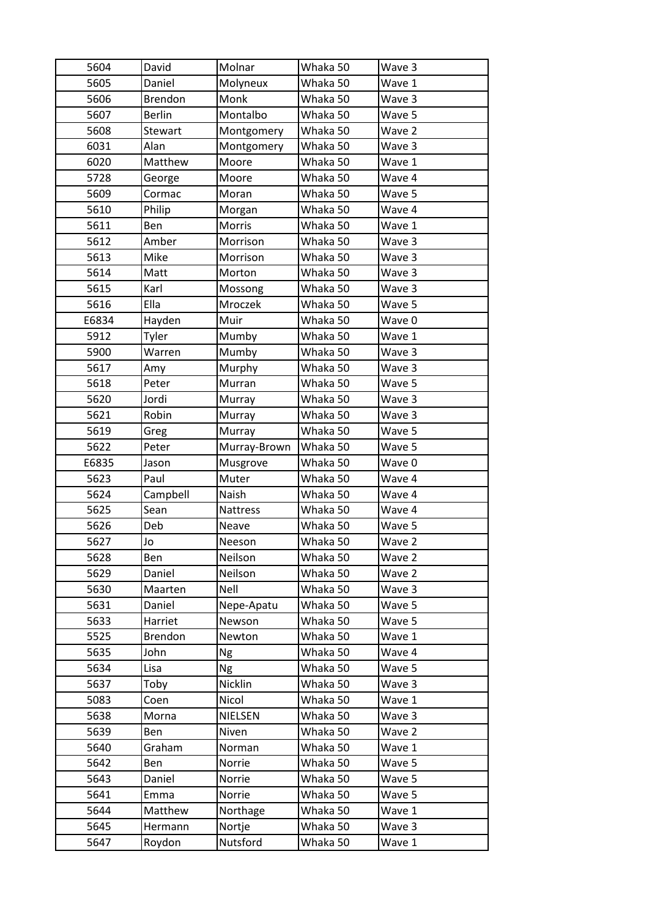| 5604 | David | Molnar | Whaka 50 | Wave 3 |
|---|---|---|---|---|
| 5605 | Daniel | Molyneux | Whaka 50 | Wave 1 |
| 5606 | Brendon | Monk | Whaka 50 | Wave 3 |
| 5607 | Berlin | Montalbo | Whaka 50 | Wave 5 |
| 5608 | Stewart | Montgomery | Whaka 50 | Wave 2 |
| 6031 | Alan | Montgomery | Whaka 50 | Wave 3 |
| 6020 | Matthew | Moore | Whaka 50 | Wave 1 |
| 5728 | George | Moore | Whaka 50 | Wave 4 |
| 5609 | Cormac | Moran | Whaka 50 | Wave 5 |
| 5610 | Philip | Morgan | Whaka 50 | Wave 4 |
| 5611 | Ben | Morris | Whaka 50 | Wave 1 |
| 5612 | Amber | Morrison | Whaka 50 | Wave 3 |
| 5613 | Mike | Morrison | Whaka 50 | Wave 3 |
| 5614 | Matt | Morton | Whaka 50 | Wave 3 |
| 5615 | Karl | Mossong | Whaka 50 | Wave 3 |
| 5616 | Ella | Mroczek | Whaka 50 | Wave 5 |
| E6834 | Hayden | Muir | Whaka 50 | Wave 0 |
| 5912 | Tyler | Mumby | Whaka 50 | Wave 1 |
| 5900 | Warren | Mumby | Whaka 50 | Wave 3 |
| 5617 | Amy | Murphy | Whaka 50 | Wave 3 |
| 5618 | Peter | Murran | Whaka 50 | Wave 5 |
| 5620 | Jordi | Murray | Whaka 50 | Wave 3 |
| 5621 | Robin | Murray | Whaka 50 | Wave 3 |
| 5619 | Greg | Murray | Whaka 50 | Wave 5 |
| 5622 | Peter | Murray-Brown | Whaka 50 | Wave 5 |
| E6835 | Jason | Musgrove | Whaka 50 | Wave 0 |
| 5623 | Paul | Muter | Whaka 50 | Wave 4 |
| 5624 | Campbell | Naish | Whaka 50 | Wave 4 |
| 5625 | Sean | Nattress | Whaka 50 | Wave 4 |
| 5626 | Deb | Neave | Whaka 50 | Wave 5 |
| 5627 | Jo | Neeson | Whaka 50 | Wave 2 |
| 5628 | Ben | Neilson | Whaka 50 | Wave 2 |
| 5629 | Daniel | Neilson | Whaka 50 | Wave 2 |
| 5630 | Maarten | Nell | Whaka 50 | Wave 3 |
| 5631 | Daniel | Nepe-Apatu | Whaka 50 | Wave 5 |
| 5633 | Harriet | Newson | Whaka 50 | Wave 5 |
| 5525 | Brendon | Newton | Whaka 50 | Wave 1 |
| 5635 | John | Ng | Whaka 50 | Wave 4 |
| 5634 | Lisa | Ng | Whaka 50 | Wave 5 |
| 5637 | Toby | Nicklin | Whaka 50 | Wave 3 |
| 5083 | Coen | Nicol | Whaka 50 | Wave 1 |
| 5638 | Morna | NIELSEN | Whaka 50 | Wave 3 |
| 5639 | Ben | Niven | Whaka 50 | Wave 2 |
| 5640 | Graham | Norman | Whaka 50 | Wave 1 |
| 5642 | Ben | Norrie | Whaka 50 | Wave 5 |
| 5643 | Daniel | Norrie | Whaka 50 | Wave 5 |
| 5641 | Emma | Norrie | Whaka 50 | Wave 5 |
| 5644 | Matthew | Northage | Whaka 50 | Wave 1 |
| 5645 | Hermann | Nortje | Whaka 50 | Wave 3 |
| 5647 | Roydon | Nutsford | Whaka 50 | Wave 1 |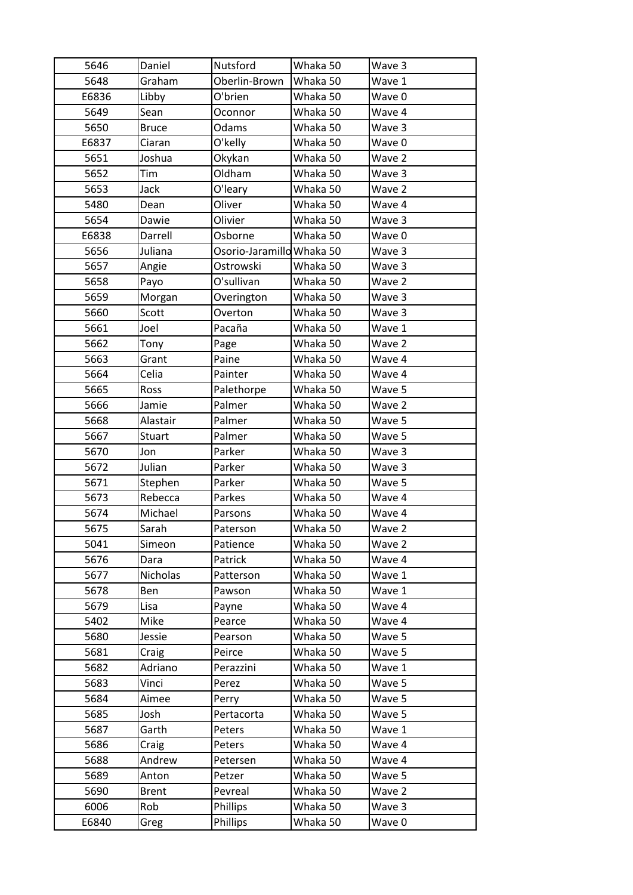| 5646 | Daniel | Nutsford | Whaka 50 | Wave 3 |
|---|---|---|---|---|
| 5648 | Graham | Oberlin-Brown | Whaka 50 | Wave 1 |
| E6836 | Libby | O'brien | Whaka 50 | Wave 0 |
| 5649 | Sean | Oconnor | Whaka 50 | Wave 4 |
| 5650 | Bruce | Odams | Whaka 50 | Wave 3 |
| E6837 | Ciaran | O'kelly | Whaka 50 | Wave 0 |
| 5651 | Joshua | Okykan | Whaka 50 | Wave 2 |
| 5652 | Tim | Oldham | Whaka 50 | Wave 3 |
| 5653 | Jack | O'leary | Whaka 50 | Wave 2 |
| 5480 | Dean | Oliver | Whaka 50 | Wave 4 |
| 5654 | Dawie | Olivier | Whaka 50 | Wave 3 |
| E6838 | Darrell | Osborne | Whaka 50 | Wave 0 |
| 5656 | Juliana | Osorio-Jaramillo | Whaka 50 | Wave 3 |
| 5657 | Angie | Ostrowski | Whaka 50 | Wave 3 |
| 5658 | Payo | O'sullivan | Whaka 50 | Wave 2 |
| 5659 | Morgan | Overington | Whaka 50 | Wave 3 |
| 5660 | Scott | Overton | Whaka 50 | Wave 3 |
| 5661 | Joel | Pacaña | Whaka 50 | Wave 1 |
| 5662 | Tony | Page | Whaka 50 | Wave 2 |
| 5663 | Grant | Paine | Whaka 50 | Wave 4 |
| 5664 | Celia | Painter | Whaka 50 | Wave 4 |
| 5665 | Ross | Palethorpe | Whaka 50 | Wave 5 |
| 5666 | Jamie | Palmer | Whaka 50 | Wave 2 |
| 5668 | Alastair | Palmer | Whaka 50 | Wave 5 |
| 5667 | Stuart | Palmer | Whaka 50 | Wave 5 |
| 5670 | Jon | Parker | Whaka 50 | Wave 3 |
| 5672 | Julian | Parker | Whaka 50 | Wave 3 |
| 5671 | Stephen | Parker | Whaka 50 | Wave 5 |
| 5673 | Rebecca | Parkes | Whaka 50 | Wave 4 |
| 5674 | Michael | Parsons | Whaka 50 | Wave 4 |
| 5675 | Sarah | Paterson | Whaka 50 | Wave 2 |
| 5041 | Simeon | Patience | Whaka 50 | Wave 2 |
| 5676 | Dara | Patrick | Whaka 50 | Wave 4 |
| 5677 | Nicholas | Patterson | Whaka 50 | Wave 1 |
| 5678 | Ben | Pawson | Whaka 50 | Wave 1 |
| 5679 | Lisa | Payne | Whaka 50 | Wave 4 |
| 5402 | Mike | Pearce | Whaka 50 | Wave 4 |
| 5680 | Jessie | Pearson | Whaka 50 | Wave 5 |
| 5681 | Craig | Peirce | Whaka 50 | Wave 5 |
| 5682 | Adriano | Perazzini | Whaka 50 | Wave 1 |
| 5683 | Vinci | Perez | Whaka 50 | Wave 5 |
| 5684 | Aimee | Perry | Whaka 50 | Wave 5 |
| 5685 | Josh | Pertacorta | Whaka 50 | Wave 5 |
| 5687 | Garth | Peters | Whaka 50 | Wave 1 |
| 5686 | Craig | Peters | Whaka 50 | Wave 4 |
| 5688 | Andrew | Petersen | Whaka 50 | Wave 4 |
| 5689 | Anton | Petzer | Whaka 50 | Wave 5 |
| 5690 | Brent | Pevreal | Whaka 50 | Wave 2 |
| 6006 | Rob | Phillips | Whaka 50 | Wave 3 |
| E6840 | Greg | Phillips | Whaka 50 | Wave 0 |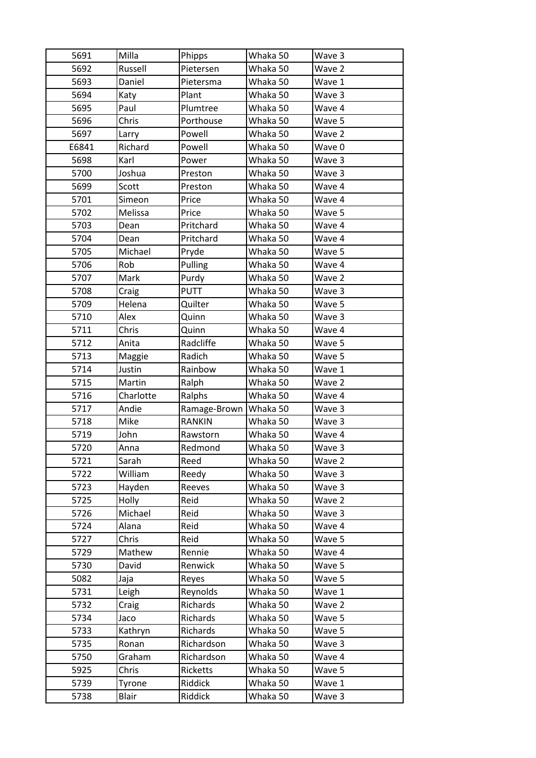| 5691 | Milla | Phipps | Whaka 50 | Wave 3 |
|---|---|---|---|---|
| 5692 | Russell | Pietersen | Whaka 50 | Wave 2 |
| 5693 | Daniel | Pietersma | Whaka 50 | Wave 1 |
| 5694 | Katy | Plant | Whaka 50 | Wave 3 |
| 5695 | Paul | Plumtree | Whaka 50 | Wave 4 |
| 5696 | Chris | Porthouse | Whaka 50 | Wave 5 |
| 5697 | Larry | Powell | Whaka 50 | Wave 2 |
| E6841 | Richard | Powell | Whaka 50 | Wave 0 |
| 5698 | Karl | Power | Whaka 50 | Wave 3 |
| 5700 | Joshua | Preston | Whaka 50 | Wave 3 |
| 5699 | Scott | Preston | Whaka 50 | Wave 4 |
| 5701 | Simeon | Price | Whaka 50 | Wave 4 |
| 5702 | Melissa | Price | Whaka 50 | Wave 5 |
| 5703 | Dean | Pritchard | Whaka 50 | Wave 4 |
| 5704 | Dean | Pritchard | Whaka 50 | Wave 4 |
| 5705 | Michael | Pryde | Whaka 50 | Wave 5 |
| 5706 | Rob | Pulling | Whaka 50 | Wave 4 |
| 5707 | Mark | Purdy | Whaka 50 | Wave 2 |
| 5708 | Craig | PUTT | Whaka 50 | Wave 3 |
| 5709 | Helena | Quilter | Whaka 50 | Wave 5 |
| 5710 | Alex | Quinn | Whaka 50 | Wave 3 |
| 5711 | Chris | Quinn | Whaka 50 | Wave 4 |
| 5712 | Anita | Radcliffe | Whaka 50 | Wave 5 |
| 5713 | Maggie | Radich | Whaka 50 | Wave 5 |
| 5714 | Justin | Rainbow | Whaka 50 | Wave 1 |
| 5715 | Martin | Ralph | Whaka 50 | Wave 2 |
| 5716 | Charlotte | Ralphs | Whaka 50 | Wave 4 |
| 5717 | Andie | Ramage-Brown | Whaka 50 | Wave 3 |
| 5718 | Mike | RANKIN | Whaka 50 | Wave 3 |
| 5719 | John | Rawstorn | Whaka 50 | Wave 4 |
| 5720 | Anna | Redmond | Whaka 50 | Wave 3 |
| 5721 | Sarah | Reed | Whaka 50 | Wave 2 |
| 5722 | William | Reedy | Whaka 50 | Wave 3 |
| 5723 | Hayden | Reeves | Whaka 50 | Wave 3 |
| 5725 | Holly | Reid | Whaka 50 | Wave 2 |
| 5726 | Michael | Reid | Whaka 50 | Wave 3 |
| 5724 | Alana | Reid | Whaka 50 | Wave 4 |
| 5727 | Chris | Reid | Whaka 50 | Wave 5 |
| 5729 | Mathew | Rennie | Whaka 50 | Wave 4 |
| 5730 | David | Renwick | Whaka 50 | Wave 5 |
| 5082 | Jaja | Reyes | Whaka 50 | Wave 5 |
| 5731 | Leigh | Reynolds | Whaka 50 | Wave 1 |
| 5732 | Craig | Richards | Whaka 50 | Wave 2 |
| 5734 | Jaco | Richards | Whaka 50 | Wave 5 |
| 5733 | Kathryn | Richards | Whaka 50 | Wave 5 |
| 5735 | Ronan | Richardson | Whaka 50 | Wave 3 |
| 5750 | Graham | Richardson | Whaka 50 | Wave 4 |
| 5925 | Chris | Ricketts | Whaka 50 | Wave 5 |
| 5739 | Tyrone | Riddick | Whaka 50 | Wave 1 |
| 5738 | Blair | Riddick | Whaka 50 | Wave 3 |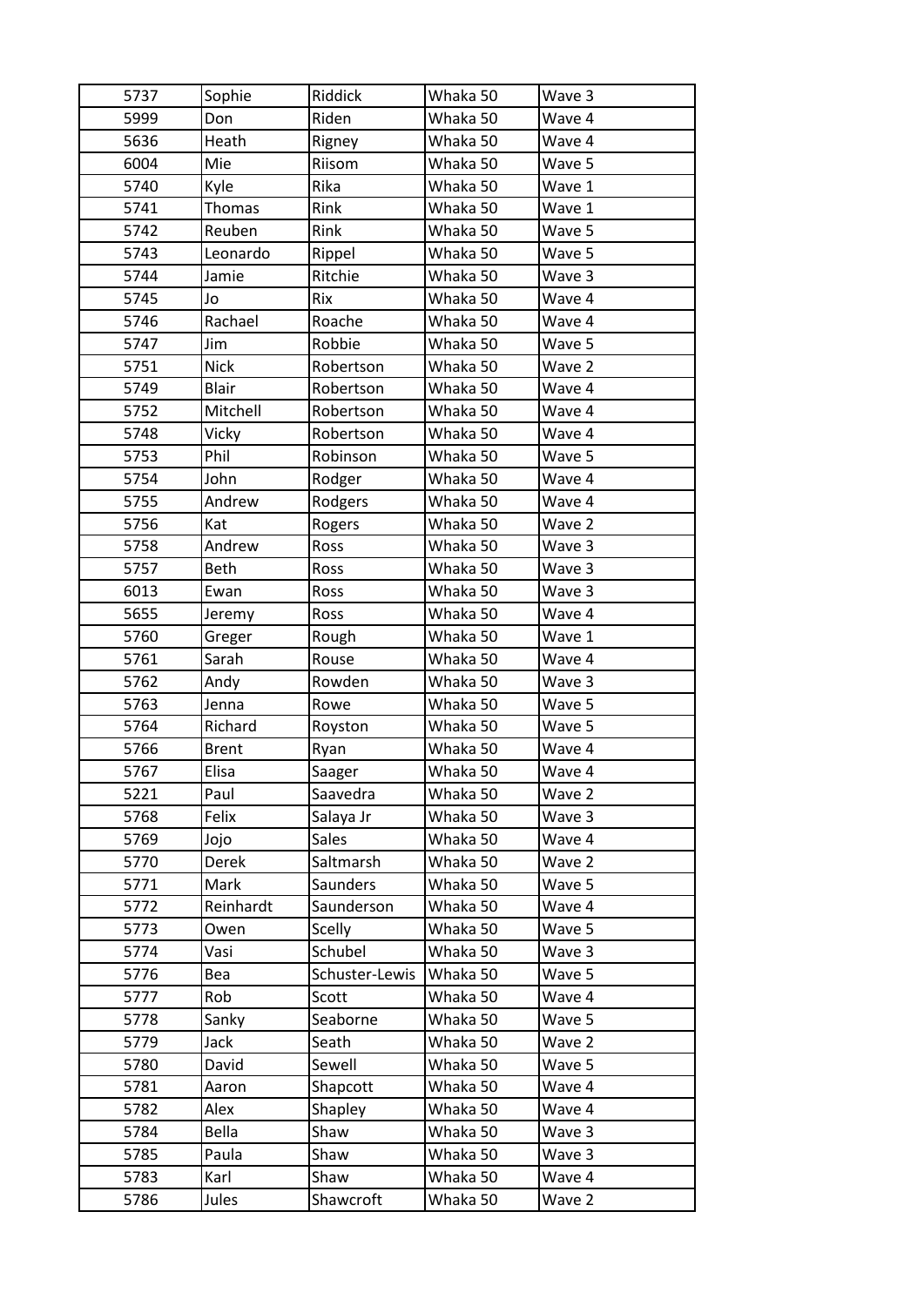| 5737 | Sophie | Riddick | Whaka 50 | Wave 3 |
|---|---|---|---|---|
| 5999 | Don | Riden | Whaka 50 | Wave 4 |
| 5636 | Heath | Rigney | Whaka 50 | Wave 4 |
| 6004 | Mie | Riisom | Whaka 50 | Wave 5 |
| 5740 | Kyle | Rika | Whaka 50 | Wave 1 |
| 5741 | Thomas | Rink | Whaka 50 | Wave 1 |
| 5742 | Reuben | Rink | Whaka 50 | Wave 5 |
| 5743 | Leonardo | Rippel | Whaka 50 | Wave 5 |
| 5744 | Jamie | Ritchie | Whaka 50 | Wave 3 |
| 5745 | Jo | Rix | Whaka 50 | Wave 4 |
| 5746 | Rachael | Roache | Whaka 50 | Wave 4 |
| 5747 | Jim | Robbie | Whaka 50 | Wave 5 |
| 5751 | Nick | Robertson | Whaka 50 | Wave 2 |
| 5749 | Blair | Robertson | Whaka 50 | Wave 4 |
| 5752 | Mitchell | Robertson | Whaka 50 | Wave 4 |
| 5748 | Vicky | Robertson | Whaka 50 | Wave 4 |
| 5753 | Phil | Robinson | Whaka 50 | Wave 5 |
| 5754 | John | Rodger | Whaka 50 | Wave 4 |
| 5755 | Andrew | Rodgers | Whaka 50 | Wave 4 |
| 5756 | Kat | Rogers | Whaka 50 | Wave 2 |
| 5758 | Andrew | Ross | Whaka 50 | Wave 3 |
| 5757 | Beth | Ross | Whaka 50 | Wave 3 |
| 6013 | Ewan | Ross | Whaka 50 | Wave 3 |
| 5655 | Jeremy | Ross | Whaka 50 | Wave 4 |
| 5760 | Greger | Rough | Whaka 50 | Wave 1 |
| 5761 | Sarah | Rouse | Whaka 50 | Wave 4 |
| 5762 | Andy | Rowden | Whaka 50 | Wave 3 |
| 5763 | Jenna | Rowe | Whaka 50 | Wave 5 |
| 5764 | Richard | Royston | Whaka 50 | Wave 5 |
| 5766 | Brent | Ryan | Whaka 50 | Wave 4 |
| 5767 | Elisa | Saager | Whaka 50 | Wave 4 |
| 5221 | Paul | Saavedra | Whaka 50 | Wave 2 |
| 5768 | Felix | Salaya Jr | Whaka 50 | Wave 3 |
| 5769 | Jojo | Sales | Whaka 50 | Wave 4 |
| 5770 | Derek | Saltmarsh | Whaka 50 | Wave 2 |
| 5771 | Mark | Saunders | Whaka 50 | Wave 5 |
| 5772 | Reinhardt | Saunderson | Whaka 50 | Wave 4 |
| 5773 | Owen | Scelly | Whaka 50 | Wave 5 |
| 5774 | Vasi | Schubel | Whaka 50 | Wave 3 |
| 5776 | Bea | Schuster-Lewis | Whaka 50 | Wave 5 |
| 5777 | Rob | Scott | Whaka 50 | Wave 4 |
| 5778 | Sanky | Seaborne | Whaka 50 | Wave 5 |
| 5779 | Jack | Seath | Whaka 50 | Wave 2 |
| 5780 | David | Sewell | Whaka 50 | Wave 5 |
| 5781 | Aaron | Shapcott | Whaka 50 | Wave 4 |
| 5782 | Alex | Shapley | Whaka 50 | Wave 4 |
| 5784 | Bella | Shaw | Whaka 50 | Wave 3 |
| 5785 | Paula | Shaw | Whaka 50 | Wave 3 |
| 5783 | Karl | Shaw | Whaka 50 | Wave 4 |
| 5786 | Jules | Shawcroft | Whaka 50 | Wave 2 |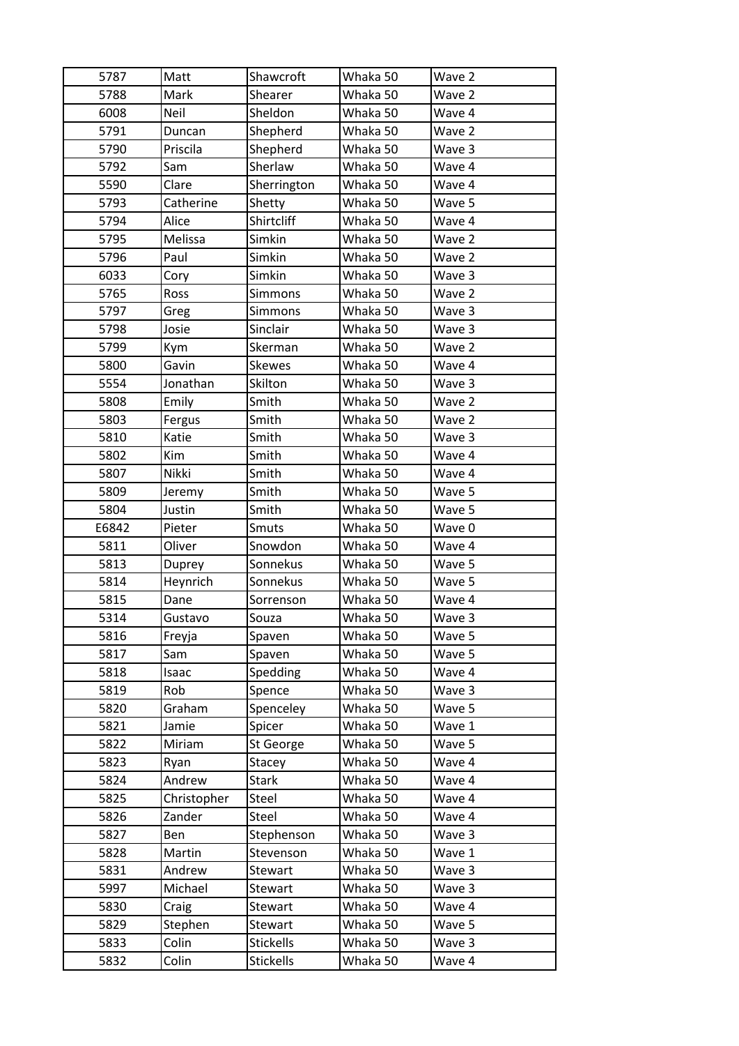| 5787 | Matt | Shawcroft | Whaka 50 | Wave 2 |
|---|---|---|---|---|
| 5788 | Mark | Shearer | Whaka 50 | Wave 2 |
| 6008 | Neil | Sheldon | Whaka 50 | Wave 4 |
| 5791 | Duncan | Shepherd | Whaka 50 | Wave 2 |
| 5790 | Priscila | Shepherd | Whaka 50 | Wave 3 |
| 5792 | Sam | Sherlaw | Whaka 50 | Wave 4 |
| 5590 | Clare | Sherrington | Whaka 50 | Wave 4 |
| 5793 | Catherine | Shetty | Whaka 50 | Wave 5 |
| 5794 | Alice | Shirtcliff | Whaka 50 | Wave 4 |
| 5795 | Melissa | Simkin | Whaka 50 | Wave 2 |
| 5796 | Paul | Simkin | Whaka 50 | Wave 2 |
| 6033 | Cory | Simkin | Whaka 50 | Wave 3 |
| 5765 | Ross | Simmons | Whaka 50 | Wave 2 |
| 5797 | Greg | Simmons | Whaka 50 | Wave 3 |
| 5798 | Josie | Sinclair | Whaka 50 | Wave 3 |
| 5799 | Kym | Skerman | Whaka 50 | Wave 2 |
| 5800 | Gavin | Skewes | Whaka 50 | Wave 4 |
| 5554 | Jonathan | Skilton | Whaka 50 | Wave 3 |
| 5808 | Emily | Smith | Whaka 50 | Wave 2 |
| 5803 | Fergus | Smith | Whaka 50 | Wave 2 |
| 5810 | Katie | Smith | Whaka 50 | Wave 3 |
| 5802 | Kim | Smith | Whaka 50 | Wave 4 |
| 5807 | Nikki | Smith | Whaka 50 | Wave 4 |
| 5809 | Jeremy | Smith | Whaka 50 | Wave 5 |
| 5804 | Justin | Smith | Whaka 50 | Wave 5 |
| E6842 | Pieter | Smuts | Whaka 50 | Wave 0 |
| 5811 | Oliver | Snowdon | Whaka 50 | Wave 4 |
| 5813 | Duprey | Sonnekus | Whaka 50 | Wave 5 |
| 5814 | Heynrich | Sonnekus | Whaka 50 | Wave 5 |
| 5815 | Dane | Sorrenson | Whaka 50 | Wave 4 |
| 5314 | Gustavo | Souza | Whaka 50 | Wave 3 |
| 5816 | Freyja | Spaven | Whaka 50 | Wave 5 |
| 5817 | Sam | Spaven | Whaka 50 | Wave 5 |
| 5818 | Isaac | Spedding | Whaka 50 | Wave 4 |
| 5819 | Rob | Spence | Whaka 50 | Wave 3 |
| 5820 | Graham | Spenceley | Whaka 50 | Wave 5 |
| 5821 | Jamie | Spicer | Whaka 50 | Wave 1 |
| 5822 | Miriam | St George | Whaka 50 | Wave 5 |
| 5823 | Ryan | Stacey | Whaka 50 | Wave 4 |
| 5824 | Andrew | Stark | Whaka 50 | Wave 4 |
| 5825 | Christopher | Steel | Whaka 50 | Wave 4 |
| 5826 | Zander | Steel | Whaka 50 | Wave 4 |
| 5827 | Ben | Stephenson | Whaka 50 | Wave 3 |
| 5828 | Martin | Stevenson | Whaka 50 | Wave 1 |
| 5831 | Andrew | Stewart | Whaka 50 | Wave 3 |
| 5997 | Michael | Stewart | Whaka 50 | Wave 3 |
| 5830 | Craig | Stewart | Whaka 50 | Wave 4 |
| 5829 | Stephen | Stewart | Whaka 50 | Wave 5 |
| 5833 | Colin | Stickells | Whaka 50 | Wave 3 |
| 5832 | Colin | Stickells | Whaka 50 | Wave 4 |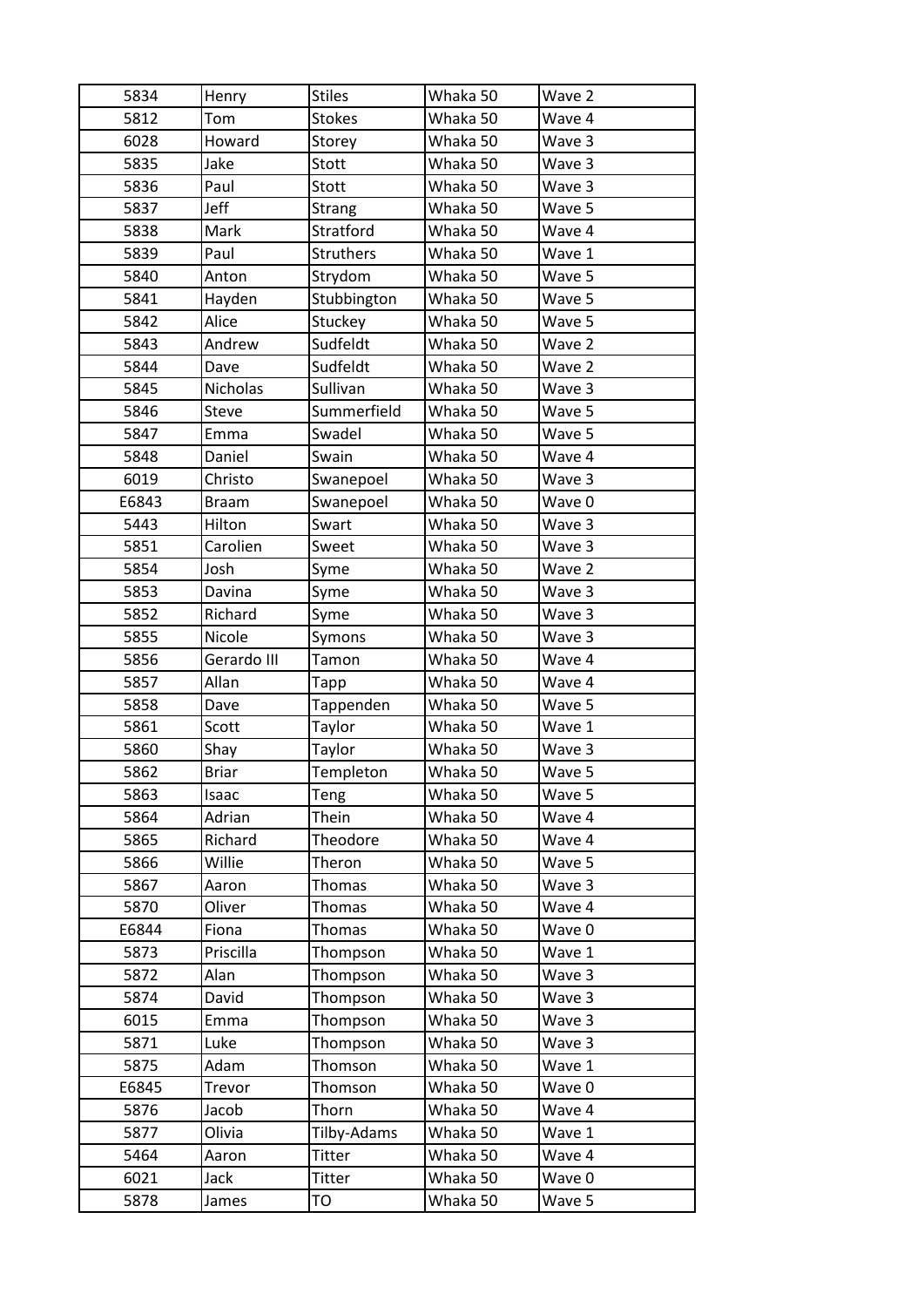| 5834 | Henry | Stiles | Whaka 50 | Wave 2 |
|---|---|---|---|---|
| 5812 | Tom | Stokes | Whaka 50 | Wave 4 |
| 6028 | Howard | Storey | Whaka 50 | Wave 3 |
| 5835 | Jake | Stott | Whaka 50 | Wave 3 |
| 5836 | Paul | Stott | Whaka 50 | Wave 3 |
| 5837 | Jeff | Strang | Whaka 50 | Wave 5 |
| 5838 | Mark | Stratford | Whaka 50 | Wave 4 |
| 5839 | Paul | Struthers | Whaka 50 | Wave 1 |
| 5840 | Anton | Strydom | Whaka 50 | Wave 5 |
| 5841 | Hayden | Stubbington | Whaka 50 | Wave 5 |
| 5842 | Alice | Stuckey | Whaka 50 | Wave 5 |
| 5843 | Andrew | Sudfeldt | Whaka 50 | Wave 2 |
| 5844 | Dave | Sudfeldt | Whaka 50 | Wave 2 |
| 5845 | Nicholas | Sullivan | Whaka 50 | Wave 3 |
| 5846 | Steve | Summerfield | Whaka 50 | Wave 5 |
| 5847 | Emma | Swadel | Whaka 50 | Wave 5 |
| 5848 | Daniel | Swain | Whaka 50 | Wave 4 |
| 6019 | Christo | Swanepoel | Whaka 50 | Wave 3 |
| E6843 | Braam | Swanepoel | Whaka 50 | Wave 0 |
| 5443 | Hilton | Swart | Whaka 50 | Wave 3 |
| 5851 | Carolien | Sweet | Whaka 50 | Wave 3 |
| 5854 | Josh | Syme | Whaka 50 | Wave 2 |
| 5853 | Davina | Syme | Whaka 50 | Wave 3 |
| 5852 | Richard | Syme | Whaka 50 | Wave 3 |
| 5855 | Nicole | Symons | Whaka 50 | Wave 3 |
| 5856 | Gerardo III | Tamon | Whaka 50 | Wave 4 |
| 5857 | Allan | Tapp | Whaka 50 | Wave 4 |
| 5858 | Dave | Tappenden | Whaka 50 | Wave 5 |
| 5861 | Scott | Taylor | Whaka 50 | Wave 1 |
| 5860 | Shay | Taylor | Whaka 50 | Wave 3 |
| 5862 | Briar | Templeton | Whaka 50 | Wave 5 |
| 5863 | Isaac | Teng | Whaka 50 | Wave 5 |
| 5864 | Adrian | Thein | Whaka 50 | Wave 4 |
| 5865 | Richard | Theodore | Whaka 50 | Wave 4 |
| 5866 | Willie | Theron | Whaka 50 | Wave 5 |
| 5867 | Aaron | Thomas | Whaka 50 | Wave 3 |
| 5870 | Oliver | Thomas | Whaka 50 | Wave 4 |
| E6844 | Fiona | Thomas | Whaka 50 | Wave 0 |
| 5873 | Priscilla | Thompson | Whaka 50 | Wave 1 |
| 5872 | Alan | Thompson | Whaka 50 | Wave 3 |
| 5874 | David | Thompson | Whaka 50 | Wave 3 |
| 6015 | Emma | Thompson | Whaka 50 | Wave 3 |
| 5871 | Luke | Thompson | Whaka 50 | Wave 3 |
| 5875 | Adam | Thomson | Whaka 50 | Wave 1 |
| E6845 | Trevor | Thomson | Whaka 50 | Wave 0 |
| 5876 | Jacob | Thorn | Whaka 50 | Wave 4 |
| 5877 | Olivia | Tilby-Adams | Whaka 50 | Wave 1 |
| 5464 | Aaron | Titter | Whaka 50 | Wave 4 |
| 6021 | Jack | Titter | Whaka 50 | Wave 0 |
| 5878 | James | TO | Whaka 50 | Wave 5 |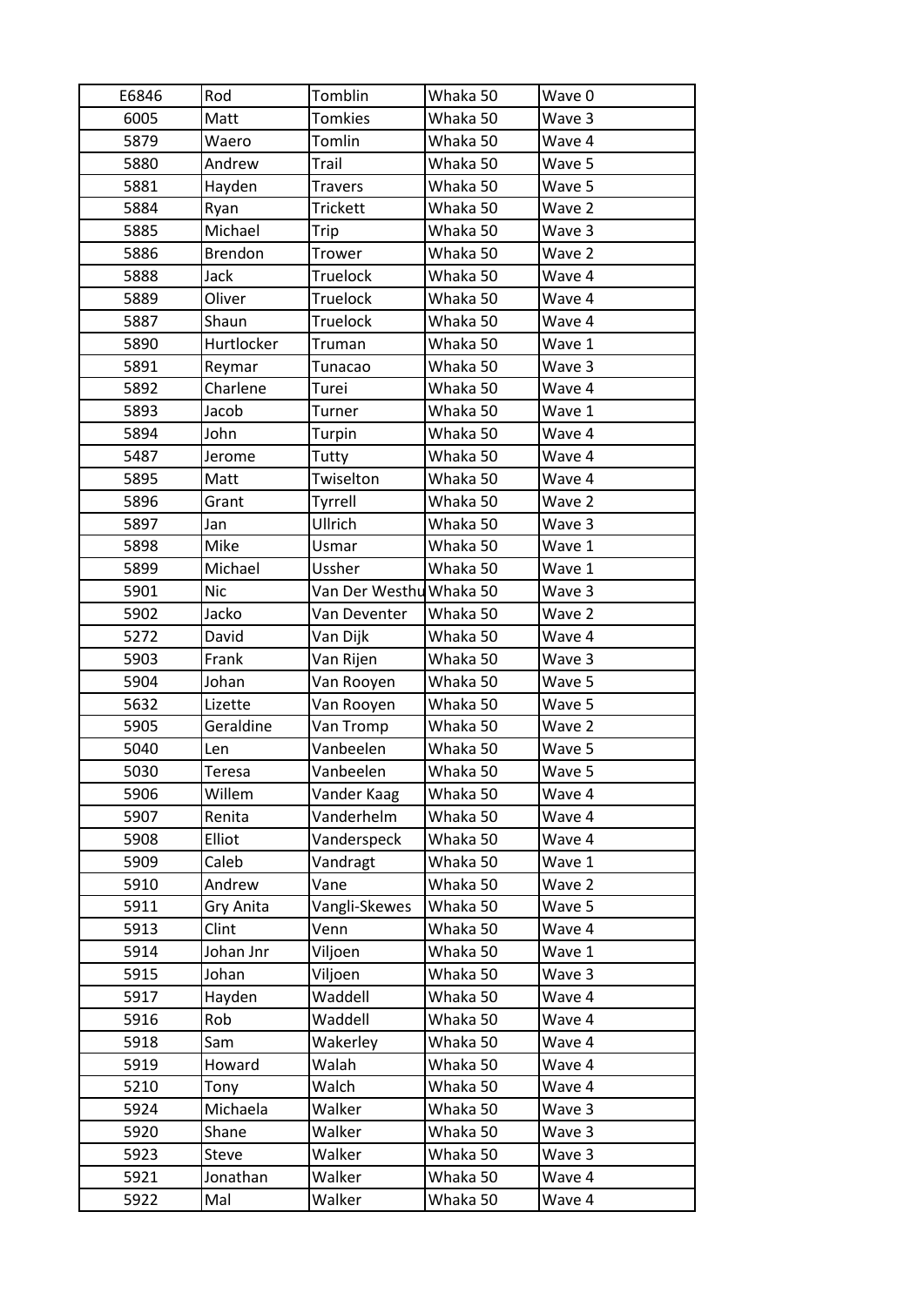| E6846 | Rod | Tomblin | Whaka 50 | Wave 0 |
|---|---|---|---|---|
| 6005 | Matt | Tomkies | Whaka 50 | Wave 3 |
| 5879 | Waero | Tomlin | Whaka 50 | Wave 4 |
| 5880 | Andrew | Trail | Whaka 50 | Wave 5 |
| 5881 | Hayden | Travers | Whaka 50 | Wave 5 |
| 5884 | Ryan | Trickett | Whaka 50 | Wave 2 |
| 5885 | Michael | Trip | Whaka 50 | Wave 3 |
| 5886 | Brendon | Trower | Whaka 50 | Wave 2 |
| 5888 | Jack | Truelock | Whaka 50 | Wave 4 |
| 5889 | Oliver | Truelock | Whaka 50 | Wave 4 |
| 5887 | Shaun | Truelock | Whaka 50 | Wave 4 |
| 5890 | Hurtlocker | Truman | Whaka 50 | Wave 1 |
| 5891 | Reymar | Tunacao | Whaka 50 | Wave 3 |
| 5892 | Charlene | Turei | Whaka 50 | Wave 4 |
| 5893 | Jacob | Turner | Whaka 50 | Wave 1 |
| 5894 | John | Turpin | Whaka 50 | Wave 4 |
| 5487 | Jerome | Tutty | Whaka 50 | Wave 4 |
| 5895 | Matt | Twiselton | Whaka 50 | Wave 4 |
| 5896 | Grant | Tyrrell | Whaka 50 | Wave 2 |
| 5897 | Jan | Ullrich | Whaka 50 | Wave 3 |
| 5898 | Mike | Usmar | Whaka 50 | Wave 1 |
| 5899 | Michael | Ussher | Whaka 50 | Wave 1 |
| 5901 | Nic | Van Der Westhu | Whaka 50 | Wave 3 |
| 5902 | Jacko | Van Deventer | Whaka 50 | Wave 2 |
| 5272 | David | Van Dijk | Whaka 50 | Wave 4 |
| 5903 | Frank | Van Rijen | Whaka 50 | Wave 3 |
| 5904 | Johan | Van Rooyen | Whaka 50 | Wave 5 |
| 5632 | Lizette | Van Rooyen | Whaka 50 | Wave 5 |
| 5905 | Geraldine | Van Tromp | Whaka 50 | Wave 2 |
| 5040 | Len | Vanbeelen | Whaka 50 | Wave 5 |
| 5030 | Teresa | Vanbeelen | Whaka 50 | Wave 5 |
| 5906 | Willem | Vander Kaag | Whaka 50 | Wave 4 |
| 5907 | Renita | Vanderhelm | Whaka 50 | Wave 4 |
| 5908 | Elliot | Vanderspeck | Whaka 50 | Wave 4 |
| 5909 | Caleb | Vandragt | Whaka 50 | Wave 1 |
| 5910 | Andrew | Vane | Whaka 50 | Wave 2 |
| 5911 | Gry Anita | Vangli-Skewes | Whaka 50 | Wave 5 |
| 5913 | Clint | Venn | Whaka 50 | Wave 4 |
| 5914 | Johan Jnr | Viljoen | Whaka 50 | Wave 1 |
| 5915 | Johan | Viljoen | Whaka 50 | Wave 3 |
| 5917 | Hayden | Waddell | Whaka 50 | Wave 4 |
| 5916 | Rob | Waddell | Whaka 50 | Wave 4 |
| 5918 | Sam | Wakerley | Whaka 50 | Wave 4 |
| 5919 | Howard | Walah | Whaka 50 | Wave 4 |
| 5210 | Tony | Walch | Whaka 50 | Wave 4 |
| 5924 | Michaela | Walker | Whaka 50 | Wave 3 |
| 5920 | Shane | Walker | Whaka 50 | Wave 3 |
| 5923 | Steve | Walker | Whaka 50 | Wave 3 |
| 5921 | Jonathan | Walker | Whaka 50 | Wave 4 |
| 5922 | Mal | Walker | Whaka 50 | Wave 4 |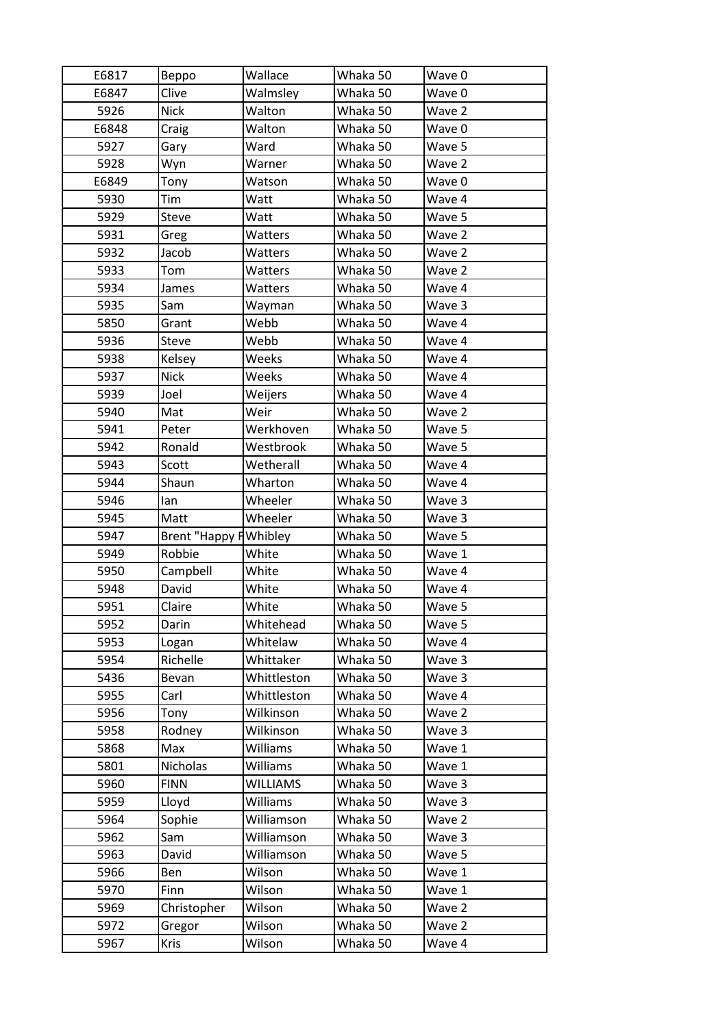| E6817 | Beppo | Wallace | Whaka 50 | Wave 0 |
|---|---|---|---|---|
| E6847 | Clive | Walmsley | Whaka 50 | Wave 0 |
| 5926 | Nick | Walton | Whaka 50 | Wave 2 |
| E6848 | Craig | Walton | Whaka 50 | Wave 0 |
| 5927 | Gary | Ward | Whaka 50 | Wave 5 |
| 5928 | Wyn | Warner | Whaka 50 | Wave 2 |
| E6849 | Tony | Watson | Whaka 50 | Wave 0 |
| 5930 | Tim | Watt | Whaka 50 | Wave 4 |
| 5929 | Steve | Watt | Whaka 50 | Wave 5 |
| 5931 | Greg | Watters | Whaka 50 | Wave 2 |
| 5932 | Jacob | Watters | Whaka 50 | Wave 2 |
| 5933 | Tom | Watters | Whaka 50 | Wave 2 |
| 5934 | James | Watters | Whaka 50 | Wave 4 |
| 5935 | Sam | Wayman | Whaka 50 | Wave 3 |
| 5850 | Grant | Webb | Whaka 50 | Wave 4 |
| 5936 | Steve | Webb | Whaka 50 | Wave 4 |
| 5938 | Kelsey | Weeks | Whaka 50 | Wave 4 |
| 5937 | Nick | Weeks | Whaka 50 | Wave 4 |
| 5939 | Joel | Weijers | Whaka 50 | Wave 4 |
| 5940 | Mat | Weir | Whaka 50 | Wave 2 |
| 5941 | Peter | Werkhoven | Whaka 50 | Wave 5 |
| 5942 | Ronald | Westbrook | Whaka 50 | Wave 5 |
| 5943 | Scott | Wetherall | Whaka 50 | Wave 4 |
| 5944 | Shaun | Wharton | Whaka 50 | Wave 4 |
| 5946 | Ian | Wheeler | Whaka 50 | Wave 3 |
| 5945 | Matt | Wheeler | Whaka 50 | Wave 3 |
| 5947 | Brent "Happy F | Whibley | Whaka 50 | Wave 5 |
| 5949 | Robbie | White | Whaka 50 | Wave 1 |
| 5950 | Campbell | White | Whaka 50 | Wave 4 |
| 5948 | David | White | Whaka 50 | Wave 4 |
| 5951 | Claire | White | Whaka 50 | Wave 5 |
| 5952 | Darin | Whitehead | Whaka 50 | Wave 5 |
| 5953 | Logan | Whitelaw | Whaka 50 | Wave 4 |
| 5954 | Richelle | Whittaker | Whaka 50 | Wave 3 |
| 5436 | Bevan | Whittleston | Whaka 50 | Wave 3 |
| 5955 | Carl | Whittleston | Whaka 50 | Wave 4 |
| 5956 | Tony | Wilkinson | Whaka 50 | Wave 2 |
| 5958 | Rodney | Wilkinson | Whaka 50 | Wave 3 |
| 5868 | Max | Williams | Whaka 50 | Wave 1 |
| 5801 | Nicholas | Williams | Whaka 50 | Wave 1 |
| 5960 | FINN | WILLIAMS | Whaka 50 | Wave 3 |
| 5959 | Lloyd | Williams | Whaka 50 | Wave 3 |
| 5964 | Sophie | Williamson | Whaka 50 | Wave 2 |
| 5962 | Sam | Williamson | Whaka 50 | Wave 3 |
| 5963 | David | Williamson | Whaka 50 | Wave 5 |
| 5966 | Ben | Wilson | Whaka 50 | Wave 1 |
| 5970 | Finn | Wilson | Whaka 50 | Wave 1 |
| 5969 | Christopher | Wilson | Whaka 50 | Wave 2 |
| 5972 | Gregor | Wilson | Whaka 50 | Wave 2 |
| 5967 | Kris | Wilson | Whaka 50 | Wave 4 |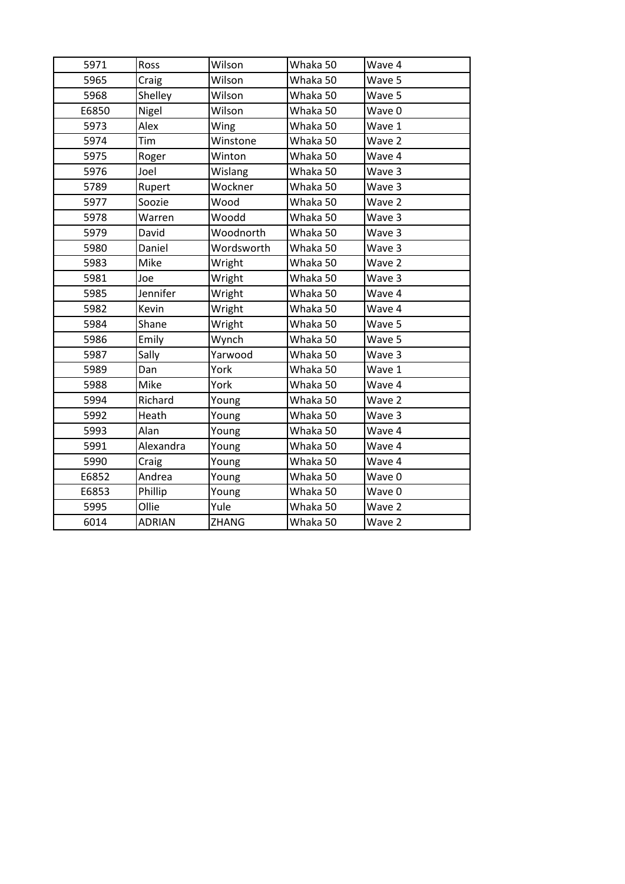| | | | | |
|---|---|---|---|---|
| 5971 | Ross | Wilson | Whaka 50 | Wave 4 |
| 5965 | Craig | Wilson | Whaka 50 | Wave 5 |
| 5968 | Shelley | Wilson | Whaka 50 | Wave 5 |
| E6850 | Nigel | Wilson | Whaka 50 | Wave 0 |
| 5973 | Alex | Wing | Whaka 50 | Wave 1 |
| 5974 | Tim | Winstone | Whaka 50 | Wave 2 |
| 5975 | Roger | Winton | Whaka 50 | Wave 4 |
| 5976 | Joel | Wislang | Whaka 50 | Wave 3 |
| 5789 | Rupert | Wockner | Whaka 50 | Wave 3 |
| 5977 | Soozie | Wood | Whaka 50 | Wave 2 |
| 5978 | Warren | Woodd | Whaka 50 | Wave 3 |
| 5979 | David | Woodnorth | Whaka 50 | Wave 3 |
| 5980 | Daniel | Wordsworth | Whaka 50 | Wave 3 |
| 5983 | Mike | Wright | Whaka 50 | Wave 2 |
| 5981 | Joe | Wright | Whaka 50 | Wave 3 |
| 5985 | Jennifer | Wright | Whaka 50 | Wave 4 |
| 5982 | Kevin | Wright | Whaka 50 | Wave 4 |
| 5984 | Shane | Wright | Whaka 50 | Wave 5 |
| 5986 | Emily | Wynch | Whaka 50 | Wave 5 |
| 5987 | Sally | Yarwood | Whaka 50 | Wave 3 |
| 5989 | Dan | York | Whaka 50 | Wave 1 |
| 5988 | Mike | York | Whaka 50 | Wave 4 |
| 5994 | Richard | Young | Whaka 50 | Wave 2 |
| 5992 | Heath | Young | Whaka 50 | Wave 3 |
| 5993 | Alan | Young | Whaka 50 | Wave 4 |
| 5991 | Alexandra | Young | Whaka 50 | Wave 4 |
| 5990 | Craig | Young | Whaka 50 | Wave 4 |
| E6852 | Andrea | Young | Whaka 50 | Wave 0 |
| E6853 | Phillip | Young | Whaka 50 | Wave 0 |
| 5995 | Ollie | Yule | Whaka 50 | Wave 2 |
| 6014 | ADRIAN | ZHANG | Whaka 50 | Wave 2 |